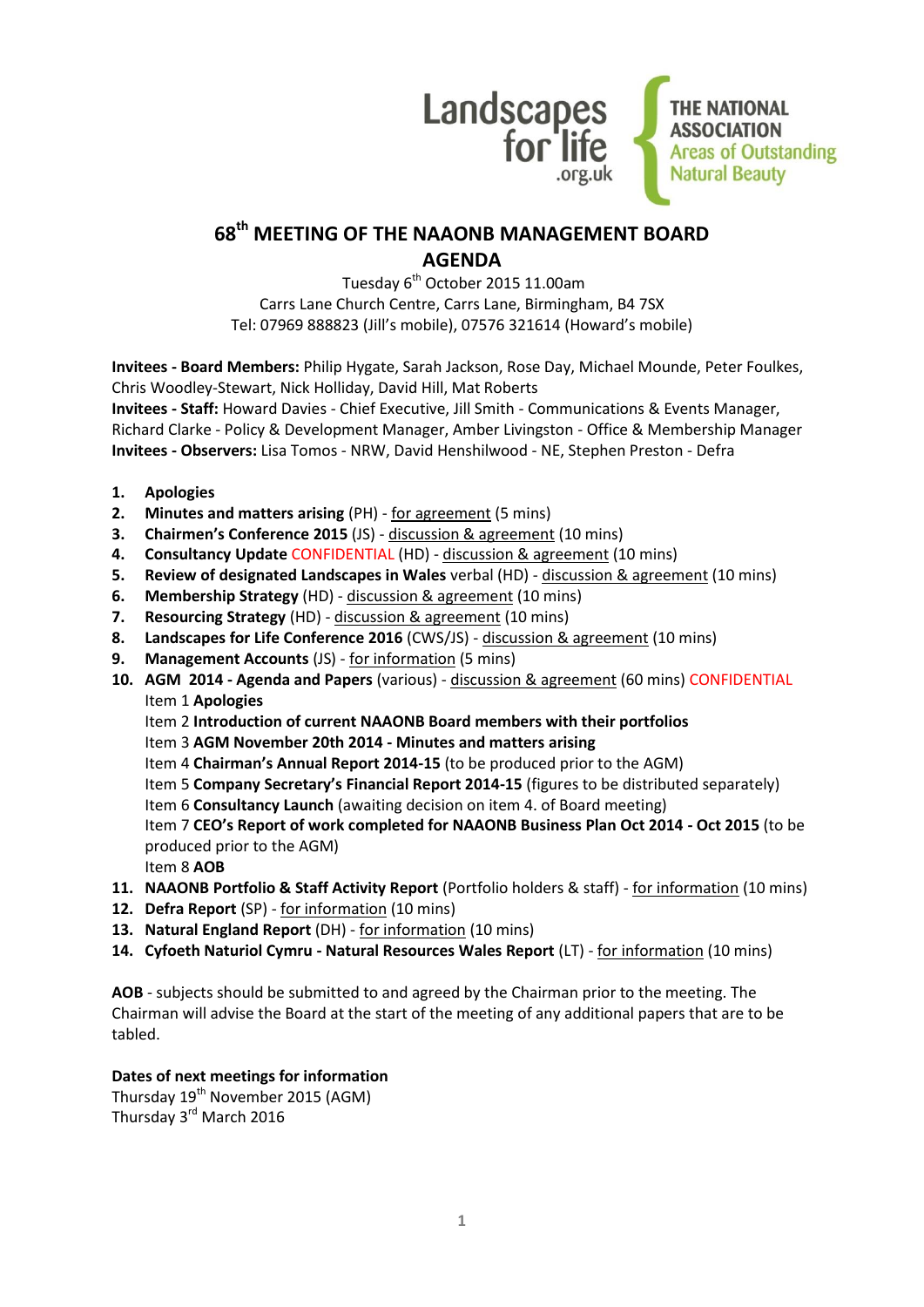Landscapes for life .org.uk

THE NATIONAL ASSOCIATION Areas of Outstanding Natural Beauty

# 68th MEETING OF THE NAAONB MANAGEMENT BOARD
## AGENDA

Tuesday 6th October 2015 11.00am
Carrs Lane Church Centre, Carrs Lane, Birmingham, B4 7SX
Tel: 07969 888823 (Jill's mobile), 07576 321614 (Howard's mobile)

**Invitees - Board Members:** Philip Hygate, Sarah Jackson, Rose Day, Michael Mounde, Peter Foulkes, Chris Woodley-Stewart, Nick Holliday, David Hill, Mat Roberts
**Invitees - Staff:** Howard Davies - Chief Executive, Jill Smith - Communications & Events Manager, Richard Clarke - Policy & Development Manager, Amber Livingston - Office & Membership Manager
**Invitees - Observers:** Lisa Tomos - NRW, David Henshilwood - NE, Stephen Preston - Defra

1. **Apologies**
2. **Minutes and matters arising** (PH) - for agreement (5 mins)
3. **Chairmen's Conference 2015** (JS) - discussion & agreement (10 mins)
4. **Consultancy Update** CONFIDENTIAL (HD) - discussion & agreement (10 mins)
5. **Review of designated Landscapes in Wales** verbal (HD) - discussion & agreement (10 mins)
6. **Membership Strategy** (HD) - discussion & agreement (10 mins)
7. **Resourcing Strategy** (HD) - discussion & agreement (10 mins)
8. **Landscapes for Life Conference 2016** (CWS/JS) - discussion & agreement (10 mins)
9. **Management Accounts** (JS) - for information (5 mins)
10. **AGM 2014 - Agenda and Papers** (various) - discussion & agreement (60 mins) CONFIDENTIAL
    Item 1 **Apologies**
    Item 2 **Introduction of current NAAONB Board members with their portfolios**
    Item 3 **AGM November 20th 2014 - Minutes and matters arising**
    Item 4 **Chairman's Annual Report 2014-15** (to be produced prior to the AGM)
    Item 5 **Company Secretary's Financial Report 2014-15** (figures to be distributed separately)
    Item 6 **Consultancy Launch** (awaiting decision on item 4. of Board meeting)
    Item 7 **CEO's Report of work completed for NAAONB Business Plan Oct 2014 - Oct 2015** (to be produced prior to the AGM)
    Item 8 **AOB**
11. **NAAONB Portfolio & Staff Activity Report** (Portfolio holders & staff) - for information (10 mins)
12. **Defra Report** (SP) - for information (10 mins)
13. **Natural England Report** (DH) - for information (10 mins)
14. **Cyfoeth Naturiol Cymru - Natural Resources Wales Report** (LT) - for information (10 mins)

**AOB** - subjects should be submitted to and agreed by the Chairman prior to the meeting. The Chairman will advise the Board at the start of the meeting of any additional papers that are to be tabled.

**Dates of next meetings for information**
Thursday 19th November 2015 (AGM)
Thursday 3rd March 2016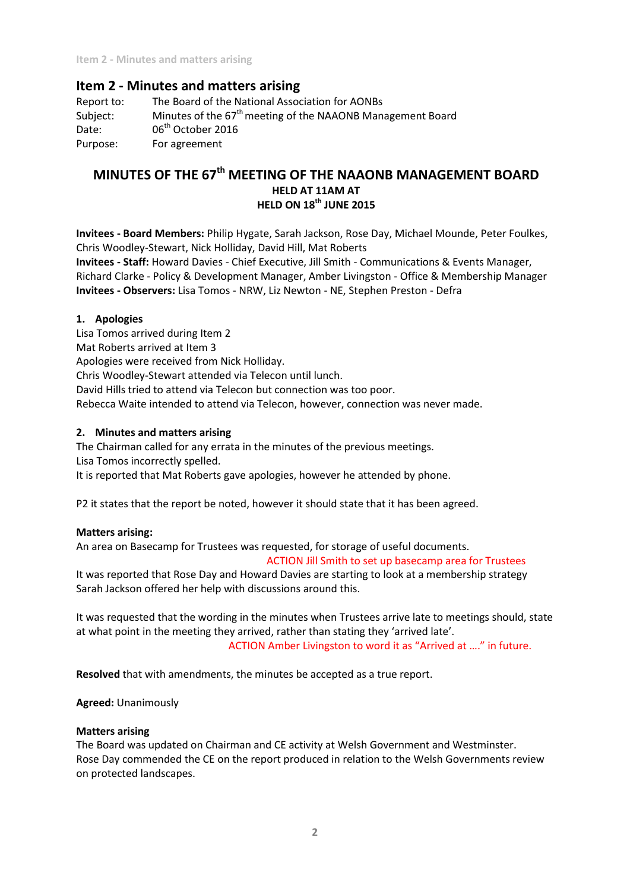## Item 2 - Minutes and matters arising

Report to: The Board of the National Association for AONBs
Subject: Minutes of the 67th meeting of the NAAONB Management Board
Date: 06th October 2016
Purpose: For agreement

## MINUTES OF THE 67th MEETING OF THE NAAONB MANAGEMENT BOARD

**HELD AT 11AM AT**
**HELD ON 18th JUNE 2015**

**Invitees - Board Members:** Philip Hygate, Sarah Jackson, Rose Day, Michael Mounde, Peter Foulkes, Chris Woodley-Stewart, Nick Holliday, David Hill, Mat Roberts
**Invitees - Staff:** Howard Davies - Chief Executive, Jill Smith - Communications & Events Manager, Richard Clarke - Policy & Development Manager, Amber Livingston - Office & Membership Manager
**Invitees - Observers:** Lisa Tomos - NRW, Liz Newton - NE, Stephen Preston - Defra

### 1. Apologies

Lisa Tomos arrived during Item 2
Mat Roberts arrived at Item 3
Apologies were received from Nick Holliday.
Chris Woodley-Stewart attended via Telecon until lunch.
David Hills tried to attend via Telecon but connection was too poor.
Rebecca Waite intended to attend via Telecon, however, connection was never made.

### 2. Minutes and matters arising

The Chairman called for any errata in the minutes of the previous meetings.
Lisa Tomos incorrectly spelled.
It is reported that Mat Roberts gave apologies, however he attended by phone.

P2 it states that the report be noted, however it should state that it has been agreed.

**Matters arising:**
An area on Basecamp for Trustees was requested, for storage of useful documents.

ACTION Jill Smith to set up basecamp area for Trustees

It was reported that Rose Day and Howard Davies are starting to look at a membership strategy Sarah Jackson offered her help with discussions around this.

It was requested that the wording in the minutes when Trustees arrive late to meetings should, state at what point in the meeting they arrived, rather than stating they 'arrived late'.

ACTION Amber Livingston to word it as "Arrived at …." in future.

**Resolved** that with amendments, the minutes be accepted as a true report.

**Agreed:** Unanimously

**Matters arising**
The Board was updated on Chairman and CE activity at Welsh Government and Westminster.
Rose Day commended the CE on the report produced in relation to the Welsh Governments review on protected landscapes.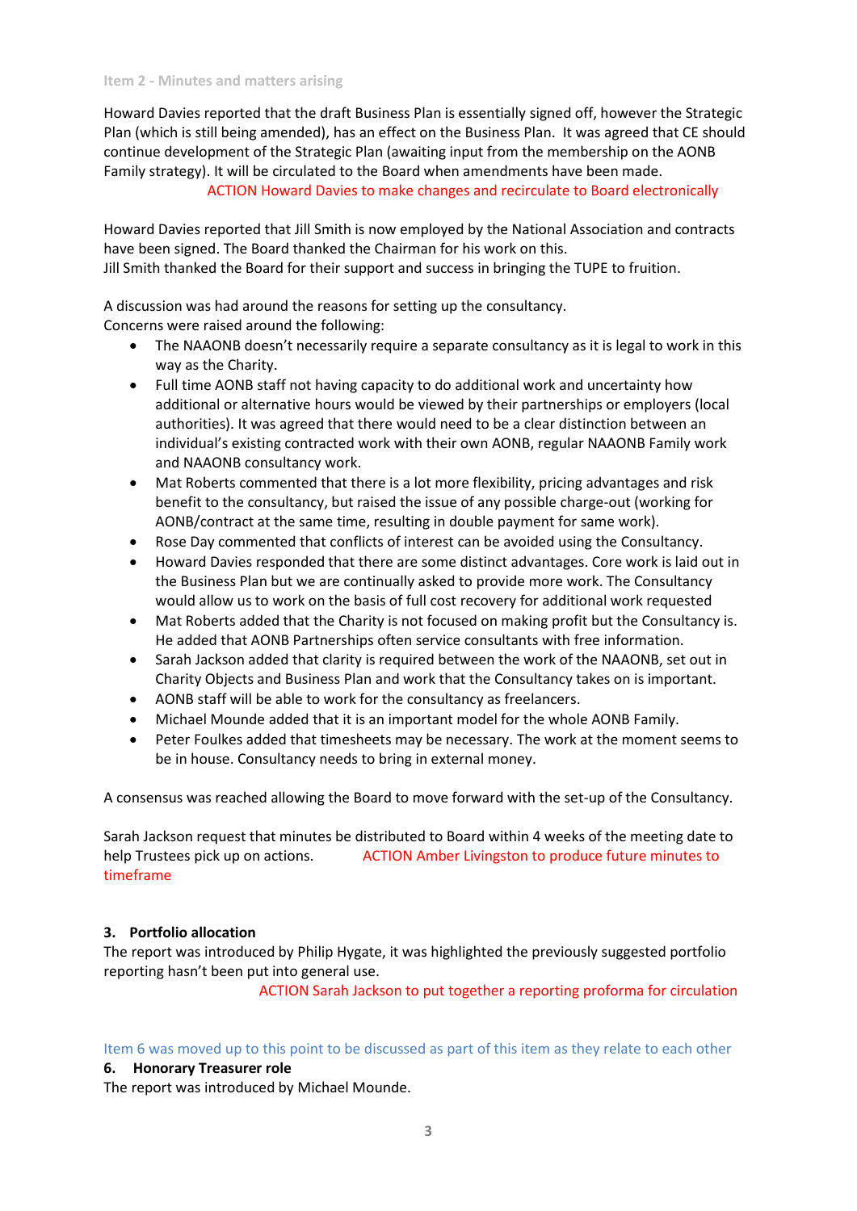Item 2 - Minutes and matters arising

Howard Davies reported that the draft Business Plan is essentially signed off, however the Strategic Plan (which is still being amended), has an effect on the Business Plan. It was agreed that CE should continue development of the Strategic Plan (awaiting input from the membership on the AONB Family strategy). It will be circulated to the Board when amendments have been made.

ACTION Howard Davies to make changes and recirculate to Board electronically

Howard Davies reported that Jill Smith is now employed by the National Association and contracts have been signed. The Board thanked the Chairman for his work on this.
Jill Smith thanked the Board for their support and success in bringing the TUPE to fruition.

A discussion was had around the reasons for setting up the consultancy.
Concerns were raised around the following:

- The NAAONB doesn't necessarily require a separate consultancy as it is legal to work in this way as the Charity.
- Full time AONB staff not having capacity to do additional work and uncertainty how additional or alternative hours would be viewed by their partnerships or employers (local authorities). It was agreed that there would need to be a clear distinction between an individual's existing contracted work with their own AONB, regular NAAONB Family work and NAAONB consultancy work.
- Mat Roberts commented that there is a lot more flexibility, pricing advantages and risk benefit to the consultancy, but raised the issue of any possible charge-out (working for AONB/contract at the same time, resulting in double payment for same work).
- Rose Day commented that conflicts of interest can be avoided using the Consultancy.
- Howard Davies responded that there are some distinct advantages. Core work is laid out in the Business Plan but we are continually asked to provide more work. The Consultancy would allow us to work on the basis of full cost recovery for additional work requested
- Mat Roberts added that the Charity is not focused on making profit but the Consultancy is. He added that AONB Partnerships often service consultants with free information.
- Sarah Jackson added that clarity is required between the work of the NAAONB, set out in Charity Objects and Business Plan and work that the Consultancy takes on is important.
- AONB staff will be able to work for the consultancy as freelancers.
- Michael Mounde added that it is an important model for the whole AONB Family.
- Peter Foulkes added that timesheets may be necessary. The work at the moment seems to be in house. Consultancy needs to bring in external money.

A consensus was reached allowing the Board to move forward with the set-up of the Consultancy.

Sarah Jackson request that minutes be distributed to Board within 4 weeks of the meeting date to help Trustees pick up on actions. ACTION Amber Livingston to produce future minutes to timeframe

**3. Portfolio allocation**

The report was introduced by Philip Hygate, it was highlighted the previously suggested portfolio reporting hasn't been put into general use.

ACTION Sarah Jackson to put together a reporting proforma for circulation

Item 6 was moved up to this point to be discussed as part of this item as they relate to each other

**6. Honorary Treasurer role**

The report was introduced by Michael Mounde.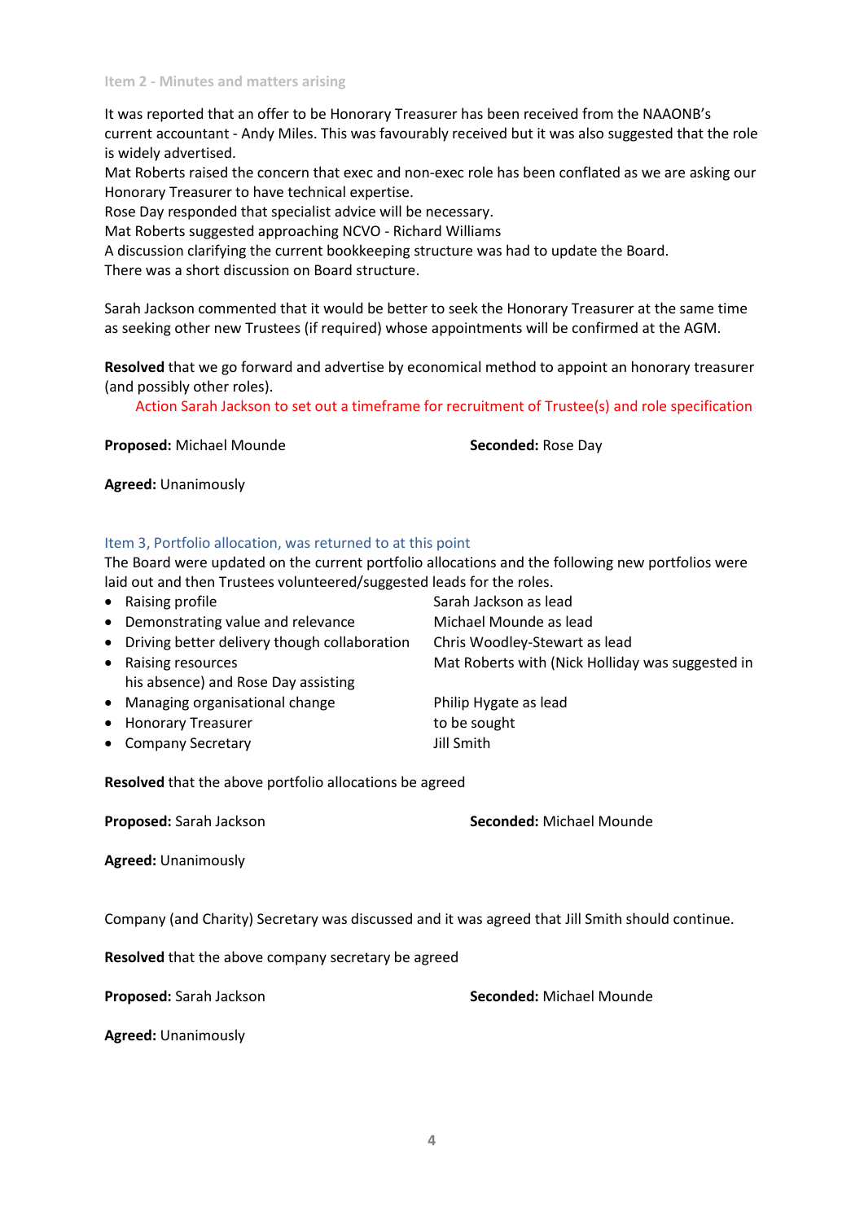### Item 2 - Minutes and matters arising

It was reported that an offer to be Honorary Treasurer has been received from the NAAONB's current accountant - Andy Miles. This was favourably received but it was also suggested that the role is widely advertised.
Mat Roberts raised the concern that exec and non-exec role has been conflated as we are asking our Honorary Treasurer to have technical expertise.
Rose Day responded that specialist advice will be necessary.
Mat Roberts suggested approaching NCVO - Richard Williams
A discussion clarifying the current bookkeeping structure was had to update the Board.
There was a short discussion on Board structure.

Sarah Jackson commented that it would be better to seek the Honorary Treasurer at the same time as seeking other new Trustees (if required) whose appointments will be confirmed at the AGM.

**Resolved** that we go forward and advertise by economical method to appoint an honorary treasurer (and possibly other roles).

Action Sarah Jackson to set out a timeframe for recruitment of Trustee(s) and role specification

**Proposed:** Michael Mounde **Seconded:** Rose Day

**Agreed:** Unanimously

### Item 3, Portfolio allocation, was returned to at this point

The Board were updated on the current portfolio allocations and the following new portfolios were laid out and then Trustees volunteered/suggested leads for the roles.

- Raising profile — Sarah Jackson as lead
- Demonstrating value and relevance — Michael Mounde as lead
- Driving better delivery though collaboration — Chris Woodley-Stewart as lead
- Raising resources — Mat Roberts with (Nick Holliday was suggested in his absence) and Rose Day assisting
- Managing organisational change — Philip Hygate as lead
- Honorary Treasurer — to be sought
- Company Secretary — Jill Smith

**Resolved** that the above portfolio allocations be agreed

**Proposed:** Sarah Jackson **Seconded:** Michael Mounde

**Agreed:** Unanimously

Company (and Charity) Secretary was discussed and it was agreed that Jill Smith should continue.

**Resolved** that the above company secretary be agreed

**Proposed:** Sarah Jackson **Seconded:** Michael Mounde

**Agreed:** Unanimously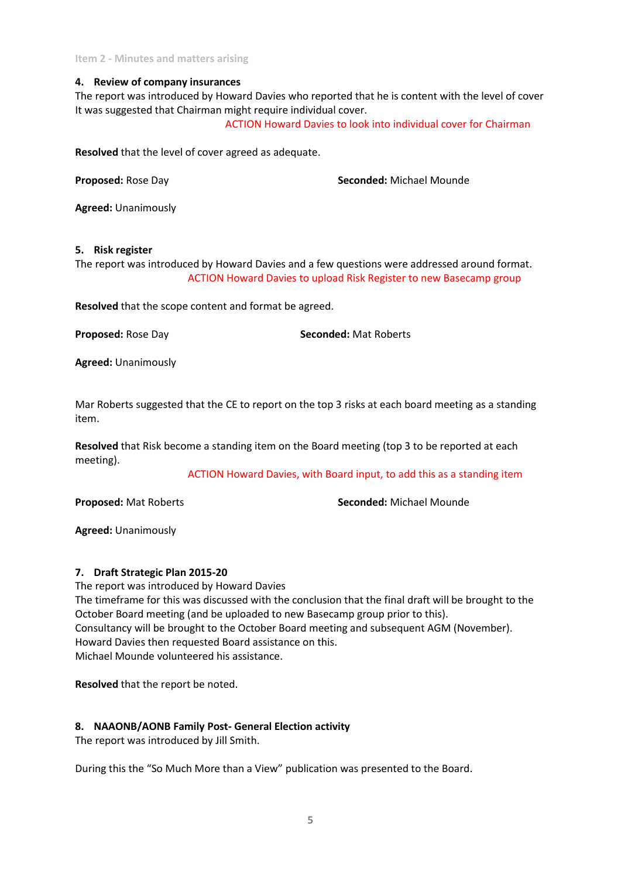Item 2 - Minutes and matters arising

**4. Review of company insurances**

The report was introduced by Howard Davies who reported that he is content with the level of cover
It was suggested that Chairman might require individual cover.

ACTION Howard Davies to look into individual cover for Chairman

**Resolved** that the level of cover agreed as adequate.

**Proposed:** Rose Day **Seconded:** Michael Mounde

**Agreed:** Unanimously

**5. Risk register**

The report was introduced by Howard Davies and a few questions were addressed around format.

ACTION Howard Davies to upload Risk Register to new Basecamp group

**Resolved** that the scope content and format be agreed.

**Proposed:** Rose Day **Seconded:** Mat Roberts

**Agreed:** Unanimously

Mar Roberts suggested that the CE to report on the top 3 risks at each board meeting as a standing item.

**Resolved** that Risk become a standing item on the Board meeting (top 3 to be reported at each meeting).

ACTION Howard Davies, with Board input, to add this as a standing item

**Proposed:** Mat Roberts **Seconded:** Michael Mounde

**Agreed:** Unanimously

**7. Draft Strategic Plan 2015-20**

The report was introduced by Howard Davies
The timeframe for this was discussed with the conclusion that the final draft will be brought to the October Board meeting (and be uploaded to new Basecamp group prior to this).
Consultancy will be brought to the October Board meeting and subsequent AGM (November).
Howard Davies then requested Board assistance on this.
Michael Mounde volunteered his assistance.

**Resolved** that the report be noted.

**8. NAAONB/AONB Family Post- General Election activity**

The report was introduced by Jill Smith.

During this the "So Much More than a View" publication was presented to the Board.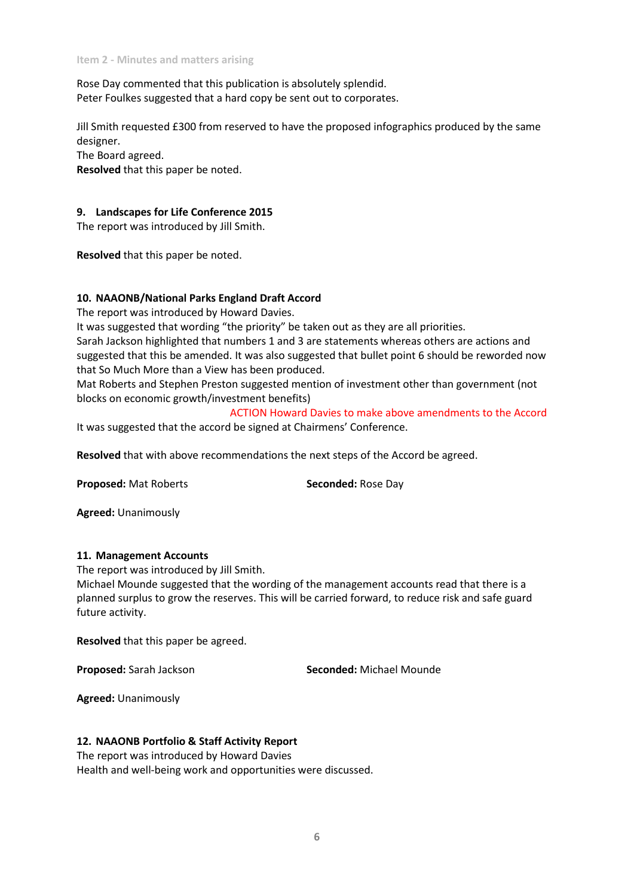Item 2 - Minutes and matters arising

Rose Day commented that this publication is absolutely splendid.
Peter Foulkes suggested that a hard copy be sent out to corporates.

Jill Smith requested £300 from reserved to have the proposed infographics produced by the same designer.
The Board agreed.
**Resolved** that this paper be noted.

### 9. Landscapes for Life Conference 2015

The report was introduced by Jill Smith.

**Resolved** that this paper be noted.

### 10. NAAONB/National Parks England Draft Accord

The report was introduced by Howard Davies.
It was suggested that wording "the priority" be taken out as they are all priorities.
Sarah Jackson highlighted that numbers 1 and 3 are statements whereas others are actions and suggested that this be amended. It was also suggested that bullet point 6 should be reworded now that So Much More than a View has been produced.
Mat Roberts and Stephen Preston suggested mention of investment other than government (not blocks on economic growth/investment benefits)

ACTION Howard Davies to make above amendments to the Accord

It was suggested that the accord be signed at Chairmens' Conference.

**Resolved** that with above recommendations the next steps of the Accord be agreed.

**Proposed:** Mat Roberts **Seconded:** Rose Day

**Agreed:** Unanimously

### 11. Management Accounts

The report was introduced by Jill Smith.
Michael Mounde suggested that the wording of the management accounts read that there is a planned surplus to grow the reserves. This will be carried forward, to reduce risk and safe guard future activity.

**Resolved** that this paper be agreed.

**Proposed:** Sarah Jackson **Seconded:** Michael Mounde

**Agreed:** Unanimously

### 12. NAAONB Portfolio & Staff Activity Report

The report was introduced by Howard Davies
Health and well-being work and opportunities were discussed.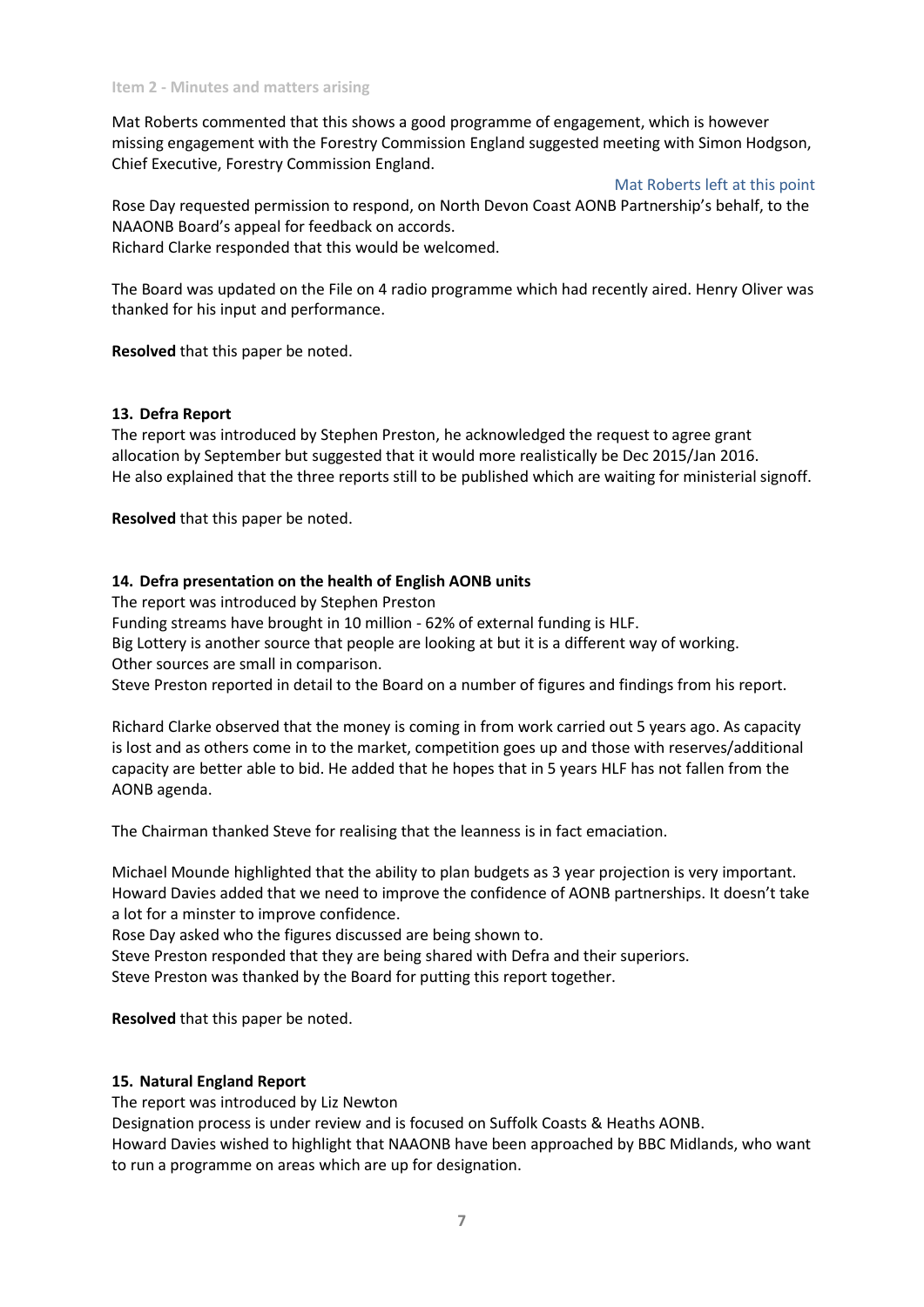**Item 2 - Minutes and matters arising**

Mat Roberts commented that this shows a good programme of engagement, which is however missing engagement with the Forestry Commission England suggested meeting with Simon Hodgson, Chief Executive, Forestry Commission England.

Mat Roberts left at this point

Rose Day requested permission to respond, on North Devon Coast AONB Partnership's behalf, to the NAAONB Board's appeal for feedback on accords.
Richard Clarke responded that this would be welcomed.

The Board was updated on the File on 4 radio programme which had recently aired. Henry Oliver was thanked for his input and performance.

**Resolved** that this paper be noted.

**13. Defra Report**

The report was introduced by Stephen Preston, he acknowledged the request to agree grant allocation by September but suggested that it would more realistically be Dec 2015/Jan 2016.
He also explained that the three reports still to be published which are waiting for ministerial signoff.

**Resolved** that this paper be noted.

**14. Defra presentation on the health of English AONB units**

The report was introduced by Stephen Preston
Funding streams have brought in 10 million - 62% of external funding is HLF.
Big Lottery is another source that people are looking at but it is a different way of working.
Other sources are small in comparison.
Steve Preston reported in detail to the Board on a number of figures and findings from his report.

Richard Clarke observed that the money is coming in from work carried out 5 years ago. As capacity is lost and as others come in to the market, competition goes up and those with reserves/additional capacity are better able to bid. He added that he hopes that in 5 years HLF has not fallen from the AONB agenda.

The Chairman thanked Steve for realising that the leanness is in fact emaciation.

Michael Mounde highlighted that the ability to plan budgets as 3 year projection is very important.
Howard Davies added that we need to improve the confidence of AONB partnerships. It doesn't take a lot for a minster to improve confidence.
Rose Day asked who the figures discussed are being shown to.
Steve Preston responded that they are being shared with Defra and their superiors.
Steve Preston was thanked by the Board for putting this report together.

**Resolved** that this paper be noted.

**15. Natural England Report**

The report was introduced by Liz Newton
Designation process is under review and is focused on Suffolk Coasts & Heaths AONB.
Howard Davies wished to highlight that NAAONB have been approached by BBC Midlands, who want to run a programme on areas which are up for designation.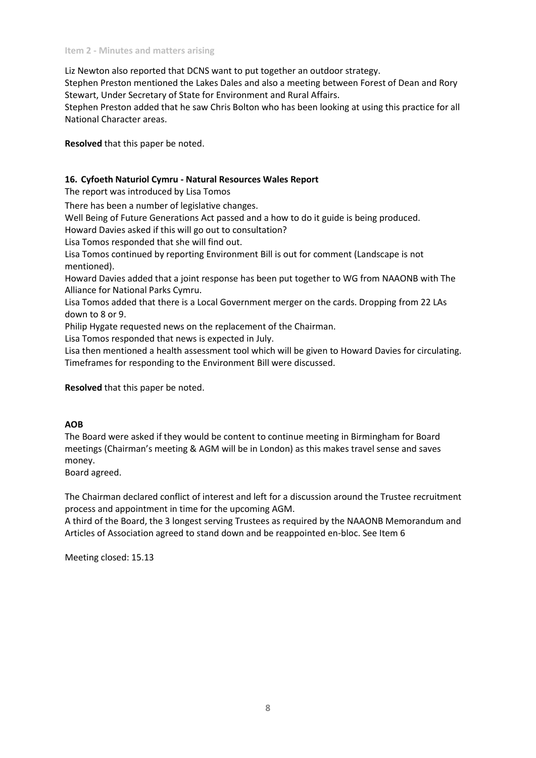Item 2 - Minutes and matters arising

Liz Newton also reported that DCNS want to put together an outdoor strategy.
Stephen Preston mentioned the Lakes Dales and also a meeting between Forest of Dean and Rory Stewart, Under Secretary of State for Environment and Rural Affairs.
Stephen Preston added that he saw Chris Bolton who has been looking at using this practice for all National Character areas.

**Resolved** that this paper be noted.

**16. Cyfoeth Naturiol Cymru - Natural Resources Wales Report**

The report was introduced by Lisa Tomos

There has been a number of legislative changes.

Well Being of Future Generations Act passed and a how to do it guide is being produced.

Howard Davies asked if this will go out to consultation?

Lisa Tomos responded that she will find out.

Lisa Tomos continued by reporting Environment Bill is out for comment (Landscape is not mentioned).

Howard Davies added that a joint response has been put together to WG from NAAONB with The Alliance for National Parks Cymru.

Lisa Tomos added that there is a Local Government merger on the cards. Dropping from 22 LAs down to 8 or 9.

Philip Hygate requested news on the replacement of the Chairman.

Lisa Tomos responded that news is expected in July.

Lisa then mentioned a health assessment tool which will be given to Howard Davies for circulating.

Timeframes for responding to the Environment Bill were discussed.

**Resolved** that this paper be noted.

**AOB**

The Board were asked if they would be content to continue meeting in Birmingham for Board meetings (Chairman's meeting & AGM will be in London) as this makes travel sense and saves money.

Board agreed.

The Chairman declared conflict of interest and left for a discussion around the Trustee recruitment process and appointment in time for the upcoming AGM.

A third of the Board, the 3 longest serving Trustees as required by the NAAONB Memorandum and Articles of Association agreed to stand down and be reappointed en-bloc. See Item 6

Meeting closed: 15.13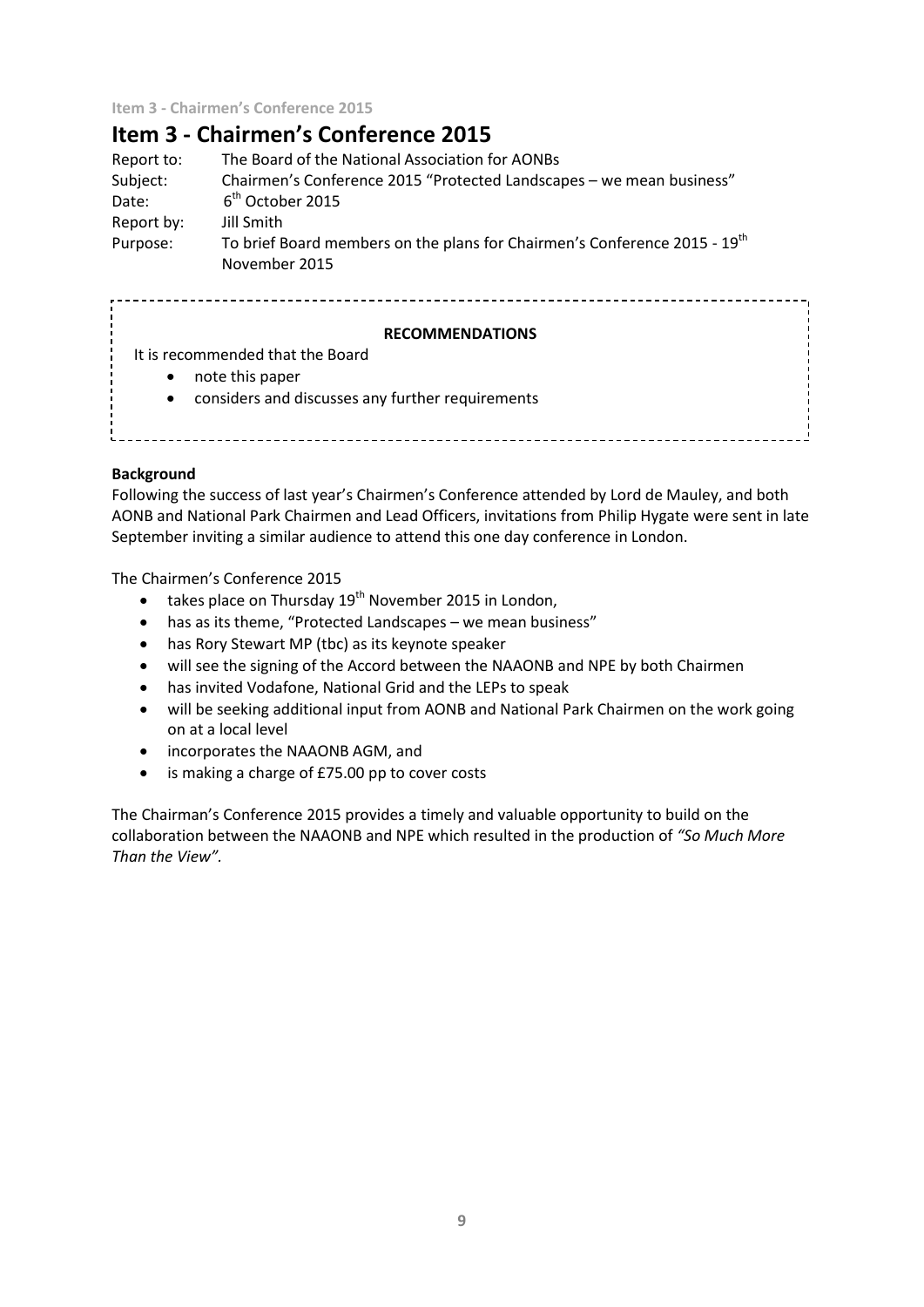# Item 3 - Chairmen's Conference 2015

Report to: The Board of the National Association for AONBs
Subject: Chairmen's Conference 2015 "Protected Landscapes – we mean business"
Date: 6th October 2015
Report by: Jill Smith
Purpose: To brief Board members on the plans for Chairmen's Conference 2015 - 19th November 2015

**RECOMMENDATIONS**

It is recommended that the Board

- note this paper
- considers and discusses any further requirements

**Background**

Following the success of last year's Chairmen's Conference attended by Lord de Mauley, and both AONB and National Park Chairmen and Lead Officers, invitations from Philip Hygate were sent in late September inviting a similar audience to attend this one day conference in London.

The Chairmen's Conference 2015

- takes place on Thursday 19th November 2015 in London,
- has as its theme, "Protected Landscapes – we mean business"
- has Rory Stewart MP (tbc) as its keynote speaker
- will see the signing of the Accord between the NAAONB and NPE by both Chairmen
- has invited Vodafone, National Grid and the LEPs to speak
- will be seeking additional input from AONB and National Park Chairmen on the work going on at a local level
- incorporates the NAAONB AGM, and
- is making a charge of £75.00 pp to cover costs

The Chairman's Conference 2015 provides a timely and valuable opportunity to build on the collaboration between the NAAONB and NPE which resulted in the production of *"So Much More Than the View"*.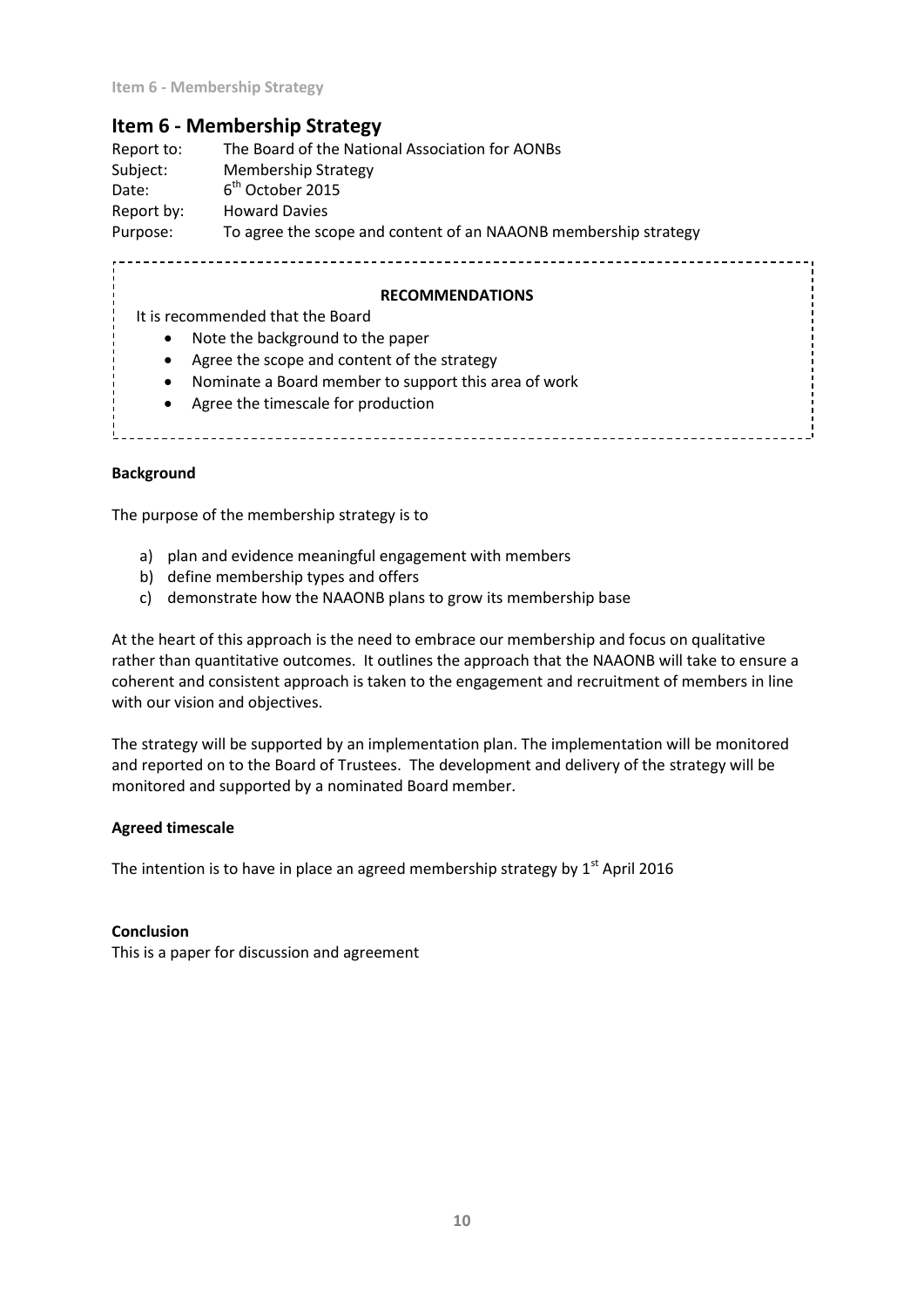## Item 6 - Membership Strategy

Report to: The Board of the National Association for AONBs
Subject: Membership Strategy
Date: 6th October 2015
Report by: Howard Davies
Purpose: To agree the scope and content of an NAAONB membership strategy

**RECOMMENDATIONS**

It is recommended that the Board

- Note the background to the paper
- Agree the scope and content of the strategy
- Nominate a Board member to support this area of work
- Agree the timescale for production

**Background**

The purpose of the membership strategy is to

a) plan and evidence meaningful engagement with members
b) define membership types and offers
c) demonstrate how the NAAONB plans to grow its membership base

At the heart of this approach is the need to embrace our membership and focus on qualitative rather than quantitative outcomes. It outlines the approach that the NAAONB will take to ensure a coherent and consistent approach is taken to the engagement and recruitment of members in line with our vision and objectives.

The strategy will be supported by an implementation plan. The implementation will be monitored and reported on to the Board of Trustees. The development and delivery of the strategy will be monitored and supported by a nominated Board member.

**Agreed timescale**

The intention is to have in place an agreed membership strategy by 1st April 2016

**Conclusion**

This is a paper for discussion and agreement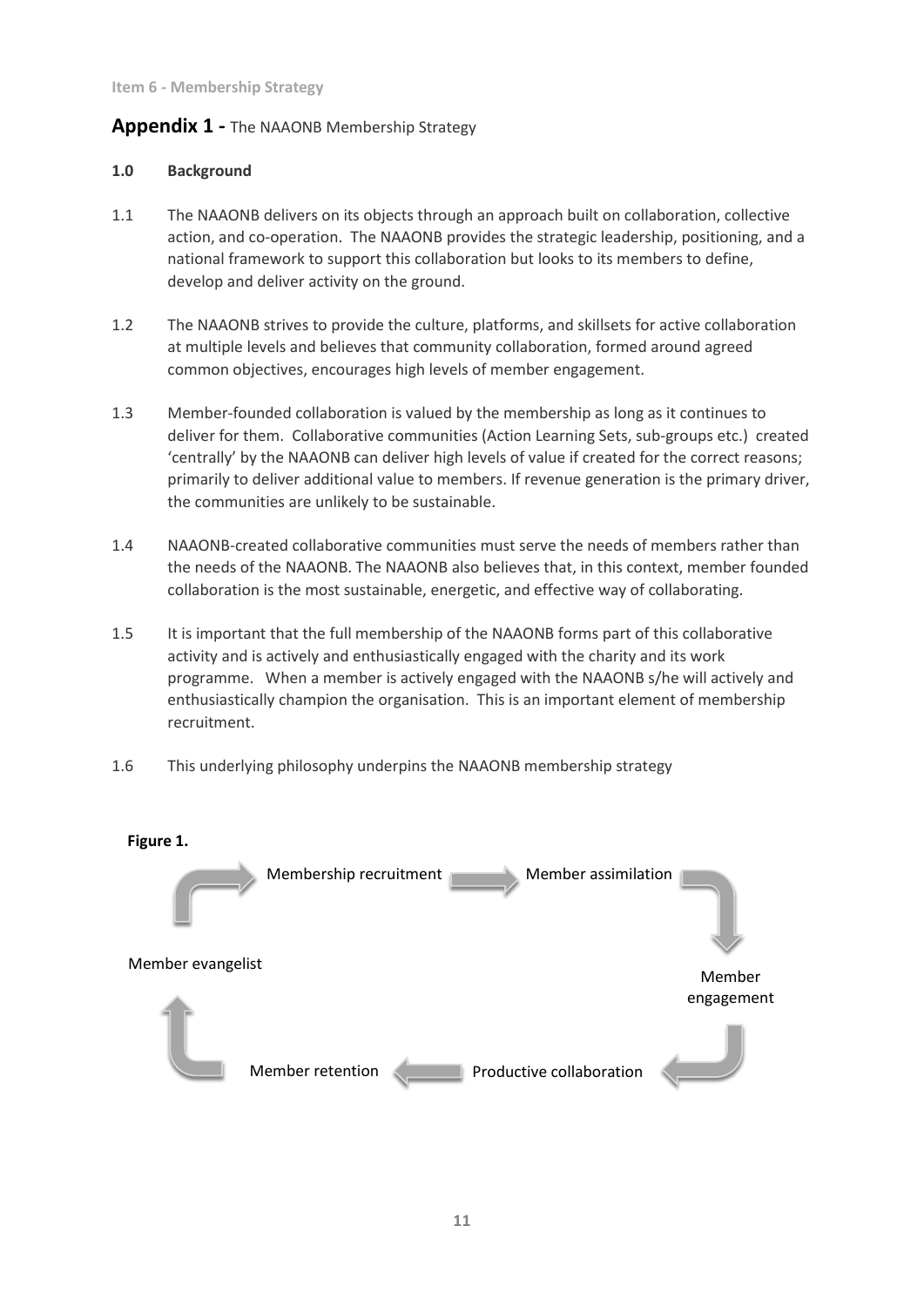Item 6 - Membership Strategy

## Appendix 1 - The NAAONB Membership Strategy

### 1.0 Background

1.1 The NAAONB delivers on its objects through an approach built on collaboration, collective action, and co-operation. The NAAONB provides the strategic leadership, positioning, and a national framework to support this collaboration but looks to its members to define, develop and deliver activity on the ground.

1.2 The NAAONB strives to provide the culture, platforms, and skillsets for active collaboration at multiple levels and believes that community collaboration, formed around agreed common objectives, encourages high levels of member engagement.

1.3 Member-founded collaboration is valued by the membership as long as it continues to deliver for them. Collaborative communities (Action Learning Sets, sub-groups etc.) created 'centrally' by the NAAONB can deliver high levels of value if created for the correct reasons; primarily to deliver additional value to members. If revenue generation is the primary driver, the communities are unlikely to be sustainable.

1.4 NAAONB-created collaborative communities must serve the needs of members rather than the needs of the NAAONB. The NAAONB also believes that, in this context, member founded collaboration is the most sustainable, energetic, and effective way of collaborating.

1.5 It is important that the full membership of the NAAONB forms part of this collaborative activity and is actively and enthusiastically engaged with the charity and its work programme. When a member is actively engaged with the NAAONB s/he will actively and enthusiastically champion the organisation. This is an important element of membership recruitment.

1.6 This underlying philosophy underpins the NAAONB membership strategy

**Figure 1.**

Membership recruitment → Member assimilation → Member engagement → Productive collaboration → Member retention → Member evangelist → Membership recruitment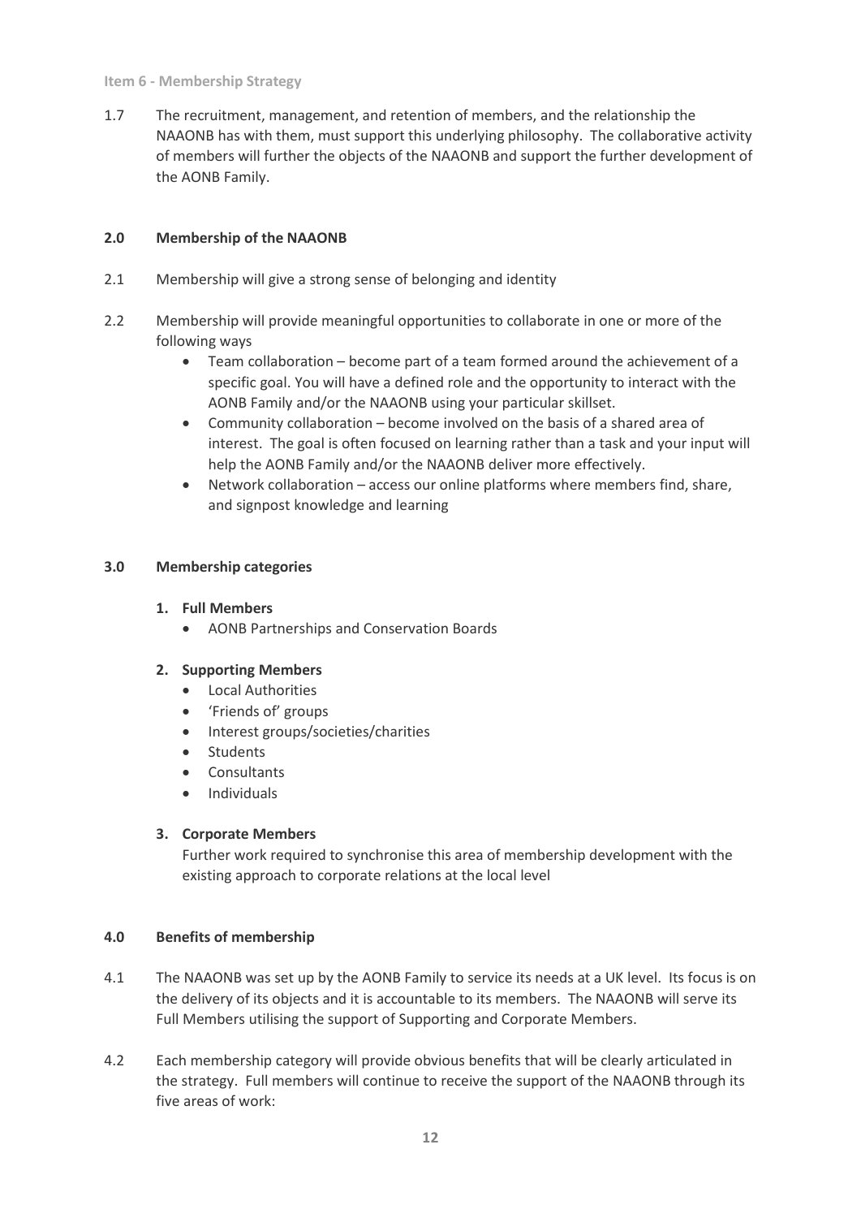1.7 The recruitment, management, and retention of members, and the relationship the NAAONB has with them, must support this underlying philosophy. The collaborative activity of members will further the objects of the NAAONB and support the further development of the AONB Family.

## 2.0 Membership of the NAAONB

2.1 Membership will give a strong sense of belonging and identity

2.2 Membership will provide meaningful opportunities to collaborate in one or more of the following ways

- Team collaboration – become part of a team formed around the achievement of a specific goal. You will have a defined role and the opportunity to interact with the AONB Family and/or the NAAONB using your particular skillset.
- Community collaboration – become involved on the basis of a shared area of interest. The goal is often focused on learning rather than a task and your input will help the AONB Family and/or the NAAONB deliver more effectively.
- Network collaboration – access our online platforms where members find, share, and signpost knowledge and learning

## 3.0 Membership categories

1. **Full Members**
   - AONB Partnerships and Conservation Boards

2. **Supporting Members**
   - Local Authorities
   - 'Friends of' groups
   - Interest groups/societies/charities
   - Students
   - Consultants
   - Individuals

3. **Corporate Members**

   Further work required to synchronise this area of membership development with the existing approach to corporate relations at the local level

## 4.0 Benefits of membership

4.1 The NAAONB was set up by the AONB Family to service its needs at a UK level. Its focus is on the delivery of its objects and it is accountable to its members. The NAAONB will serve its Full Members utilising the support of Supporting and Corporate Members.

4.2 Each membership category will provide obvious benefits that will be clearly articulated in the strategy. Full members will continue to receive the support of the NAAONB through its five areas of work: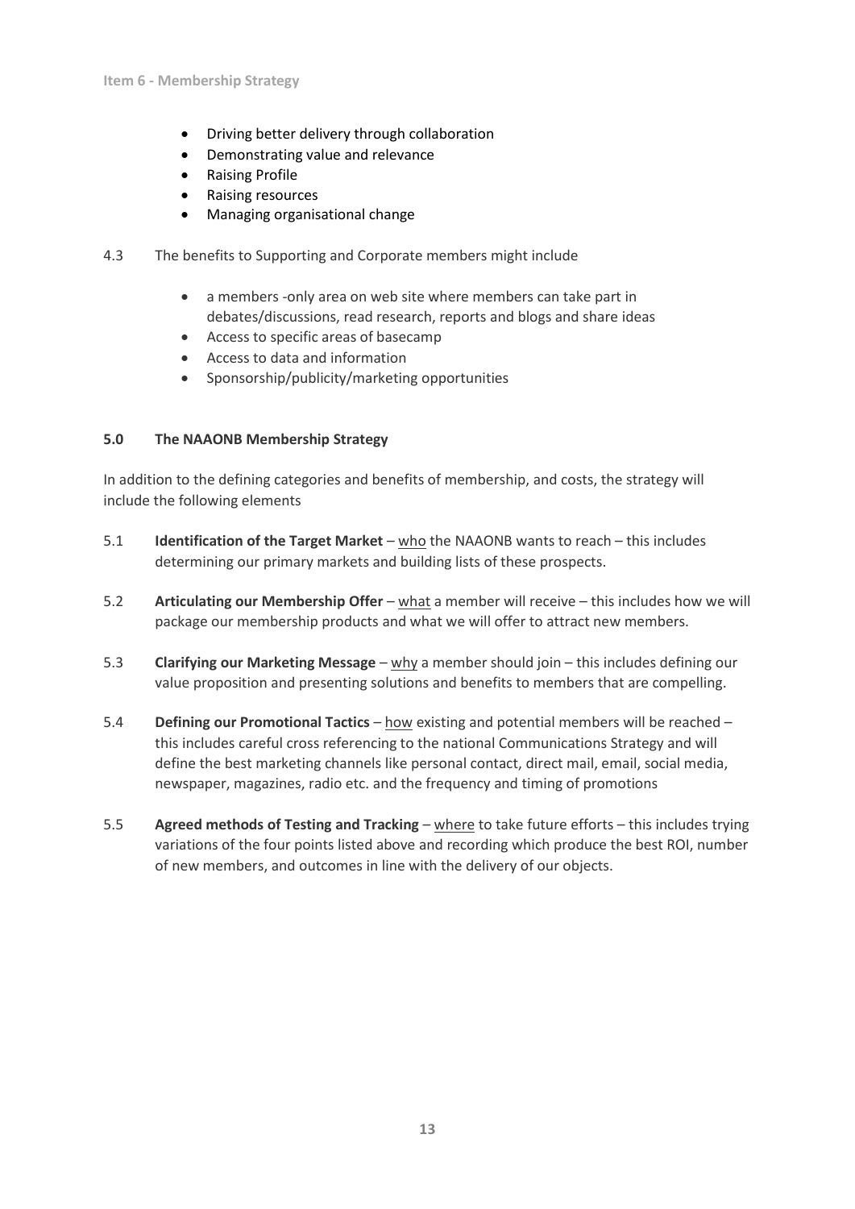- Driving better delivery through collaboration
- Demonstrating value and relevance
- Raising Profile
- Raising resources
- Managing organisational change

4.3 The benefits to Supporting and Corporate members might include

- a members -only area on web site where members can take part in debates/discussions, read research, reports and blogs and share ideas
- Access to specific areas of basecamp
- Access to data and information
- Sponsorship/publicity/marketing opportunities

**5.0 The NAAONB Membership Strategy**

In addition to the defining categories and benefits of membership, and costs, the strategy will include the following elements

5.1 **Identification of the Target Market** – <u>who</u> the NAAONB wants to reach – this includes determining our primary markets and building lists of these prospects.

5.2 **Articulating our Membership Offer** – <u>what</u> a member will receive – this includes how we will package our membership products and what we will offer to attract new members.

5.3 **Clarifying our Marketing Message** – <u>why</u> a member should join – this includes defining our value proposition and presenting solutions and benefits to members that are compelling.

5.4 **Defining our Promotional Tactics** – <u>how</u> existing and potential members will be reached – this includes careful cross referencing to the national Communications Strategy and will define the best marketing channels like personal contact, direct mail, email, social media, newspaper, magazines, radio etc. and the frequency and timing of promotions

5.5 **Agreed methods of Testing and Tracking** – <u>where</u> to take future efforts – this includes trying variations of the four points listed above and recording which produce the best ROI, number of new members, and outcomes in line with the delivery of our objects.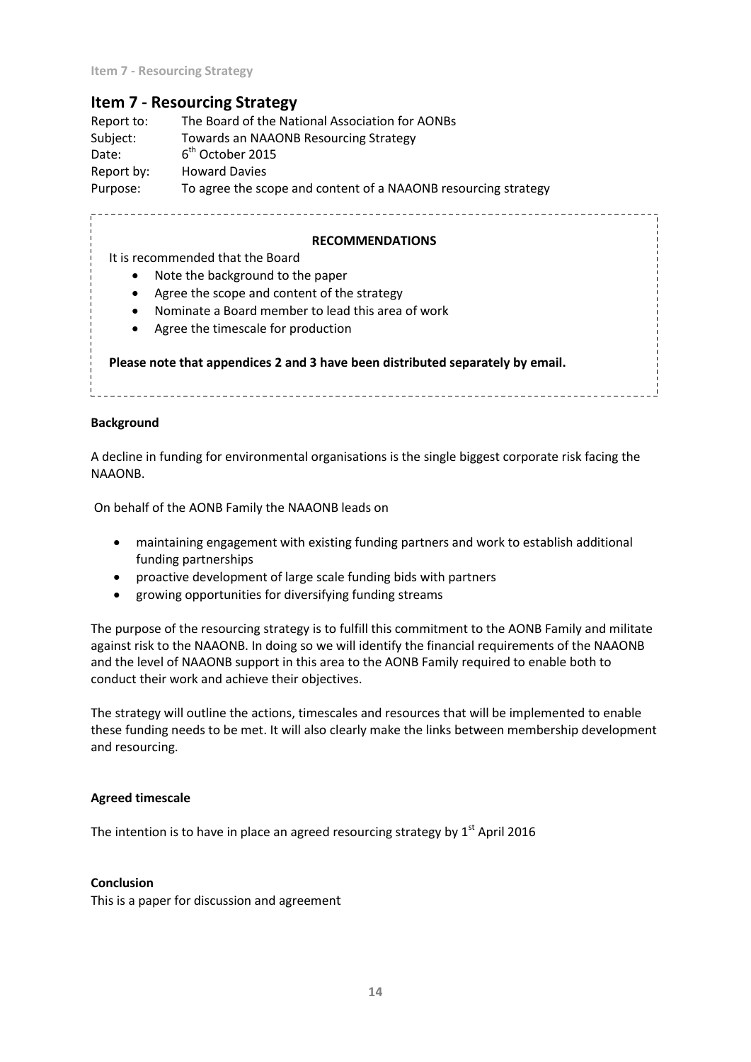# Item 7 - Resourcing Strategy

Report to: The Board of the National Association for AONBs
Subject: Towards an NAAONB Resourcing Strategy
Date: 6th October 2015
Report by: Howard Davies
Purpose: To agree the scope and content of a NAAONB resourcing strategy

**RECOMMENDATIONS**

It is recommended that the Board

- Note the background to the paper
- Agree the scope and content of the strategy
- Nominate a Board member to lead this area of work
- Agree the timescale for production

**Please note that appendices 2 and 3 have been distributed separately by email.**

**Background**

A decline in funding for environmental organisations is the single biggest corporate risk facing the NAAONB.

On behalf of the AONB Family the NAAONB leads on

- maintaining engagement with existing funding partners and work to establish additional funding partnerships
- proactive development of large scale funding bids with partners
- growing opportunities for diversifying funding streams

The purpose of the resourcing strategy is to fulfill this commitment to the AONB Family and militate against risk to the NAAONB. In doing so we will identify the financial requirements of the NAAONB and the level of NAAONB support in this area to the AONB Family required to enable both to conduct their work and achieve their objectives.

The strategy will outline the actions, timescales and resources that will be implemented to enable these funding needs to be met. It will also clearly make the links between membership development and resourcing.

**Agreed timescale**

The intention is to have in place an agreed resourcing strategy by 1st April 2016

**Conclusion**

This is a paper for discussion and agreement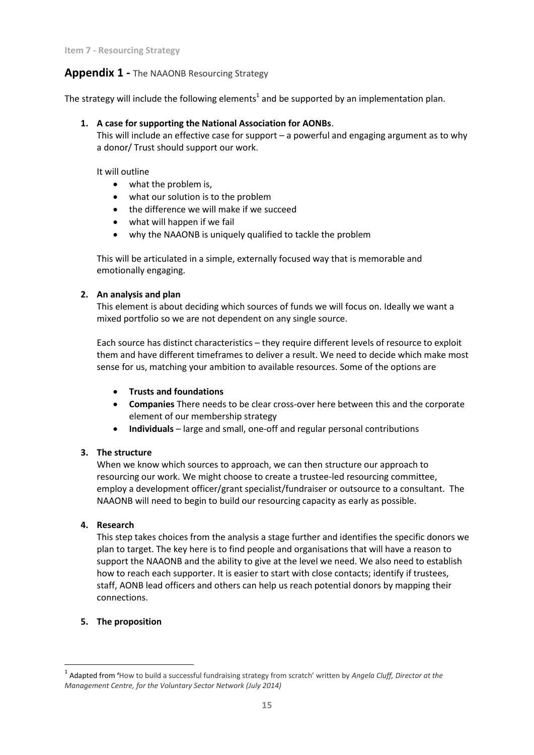**Item 7 - Resourcing Strategy**

## Appendix 1 - The NAAONB Resourcing Strategy

The strategy will include the following elements[1] and be supported by an implementation plan.

1. **A case for supporting the National Association for AONBs**.
   This will include an effective case for support – a powerful and engaging argument as to why a donor/ Trust should support our work.

   It will outline
   - what the problem is,
   - what our solution is to the problem
   - the difference we will make if we succeed
   - what will happen if we fail
   - why the NAAONB is uniquely qualified to tackle the problem

   This will be articulated in a simple, externally focused way that is memorable and emotionally engaging.

2. **An analysis and plan**
   This element is about deciding which sources of funds we will focus on. Ideally we want a mixed portfolio so we are not dependent on any single source.

   Each source has distinct characteristics – they require different levels of resource to exploit them and have different timeframes to deliver a result. We need to decide which make most sense for us, matching your ambition to available resources. Some of the options are

   - **Trusts and foundations**
   - **Companies** There needs to be clear cross-over here between this and the corporate element of our membership strategy
   - **Individuals** – large and small, one-off and regular personal contributions

3. **The structure**
   When we know which sources to approach, we can then structure our approach to resourcing our work. We might choose to create a trustee-led resourcing committee, employ a development officer/grant specialist/fundraiser or outsource to a consultant. The NAAONB will need to begin to build our resourcing capacity as early as possible.

4. **Research**
   This step takes choices from the analysis a stage further and identifies the specific donors we plan to target. The key here is to find people and organisations that will have a reason to support the NAAONB and the ability to give at the level we need. We also need to establish how to reach each supporter. It is easier to start with close contacts; identify if trustees, staff, AONB lead officers and others can help us reach potential donors by mapping their connections.

5. **The proposition**

---

[1] Adapted from 'How to build a successful fundraising strategy from scratch' written by *Angela Cluff, Director at the Management Centre, for the Voluntary Sector Network (July 2014)*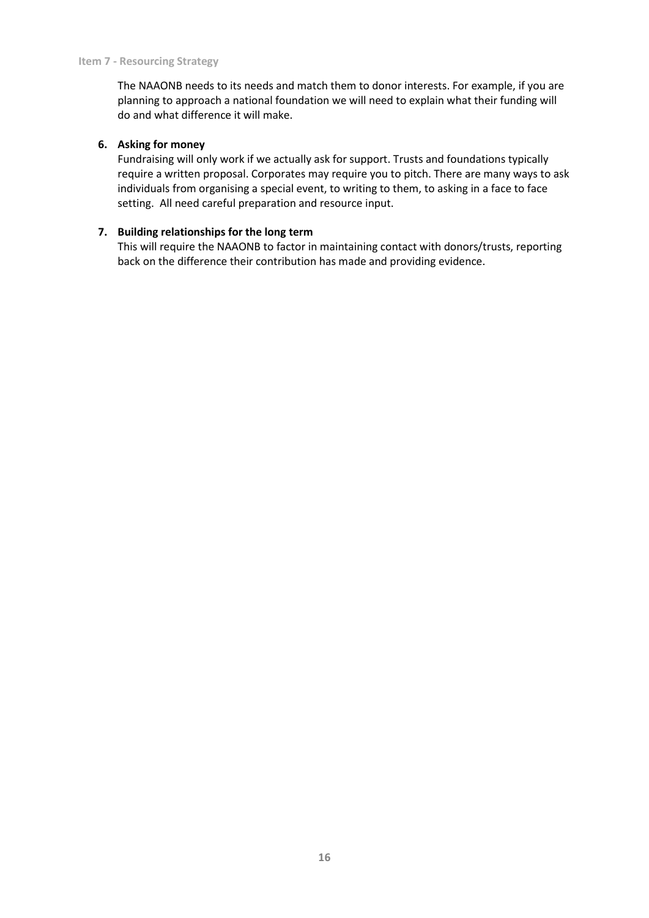The NAAONB needs to its needs and match them to donor interests. For example, if you are planning to approach a national foundation we will need to explain what their funding will do and what difference it will make.

6. **Asking for money**

   Fundraising will only work if we actually ask for support. Trusts and foundations typically require a written proposal. Corporates may require you to pitch. There are many ways to ask individuals from organising a special event, to writing to them, to asking in a face to face setting. All need careful preparation and resource input.

7. **Building relationships for the long term**

   This will require the NAAONB to factor in maintaining contact with donors/trusts, reporting back on the difference their contribution has made and providing evidence.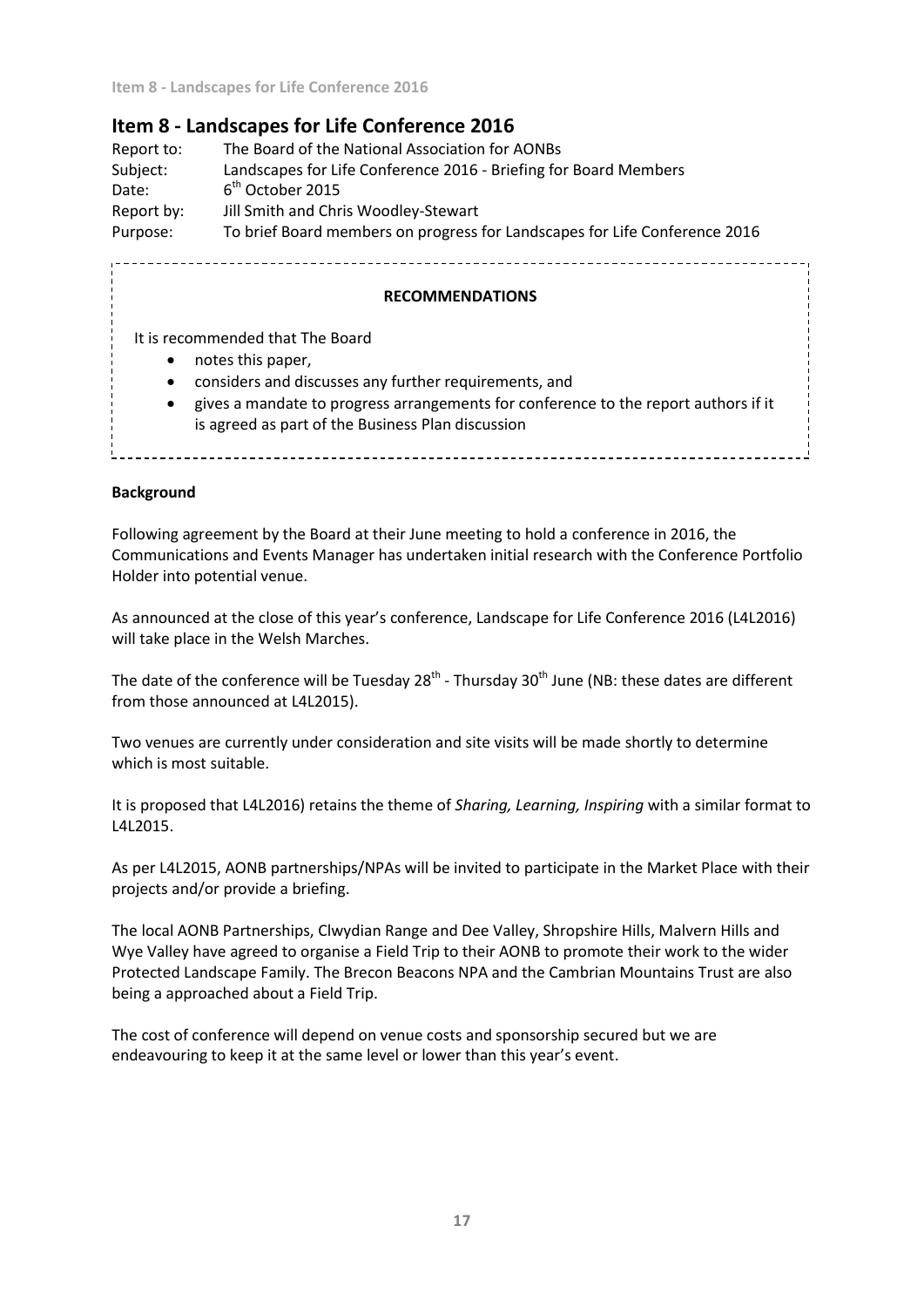# Item 8 - Landscapes for Life Conference 2016

Report to: The Board of the National Association for AONBs
Subject: Landscapes for Life Conference 2016 - Briefing for Board Members
Date: 6th October 2015
Report by: Jill Smith and Chris Woodley-Stewart
Purpose: To brief Board members on progress for Landscapes for Life Conference 2016

**RECOMMENDATIONS**

It is recommended that The Board

- notes this paper,
- considers and discusses any further requirements, and
- gives a mandate to progress arrangements for conference to the report authors if it is agreed as part of the Business Plan discussion

**Background**

Following agreement by the Board at their June meeting to hold a conference in 2016, the Communications and Events Manager has undertaken initial research with the Conference Portfolio Holder into potential venue.

As announced at the close of this year's conference, Landscape for Life Conference 2016 (L4L2016) will take place in the Welsh Marches.

The date of the conference will be Tuesday 28th - Thursday 30th June (NB: these dates are different from those announced at L4L2015).

Two venues are currently under consideration and site visits will be made shortly to determine which is most suitable.

It is proposed that L4L2016) retains the theme of *Sharing, Learning, Inspiring* with a similar format to L4L2015.

As per L4L2015, AONB partnerships/NPAs will be invited to participate in the Market Place with their projects and/or provide a briefing.

The local AONB Partnerships, Clwydian Range and Dee Valley, Shropshire Hills, Malvern Hills and Wye Valley have agreed to organise a Field Trip to their AONB to promote their work to the wider Protected Landscape Family. The Brecon Beacons NPA and the Cambrian Mountains Trust are also being a approached about a Field Trip.

The cost of conference will depend on venue costs and sponsorship secured but we are endeavouring to keep it at the same level or lower than this year's event.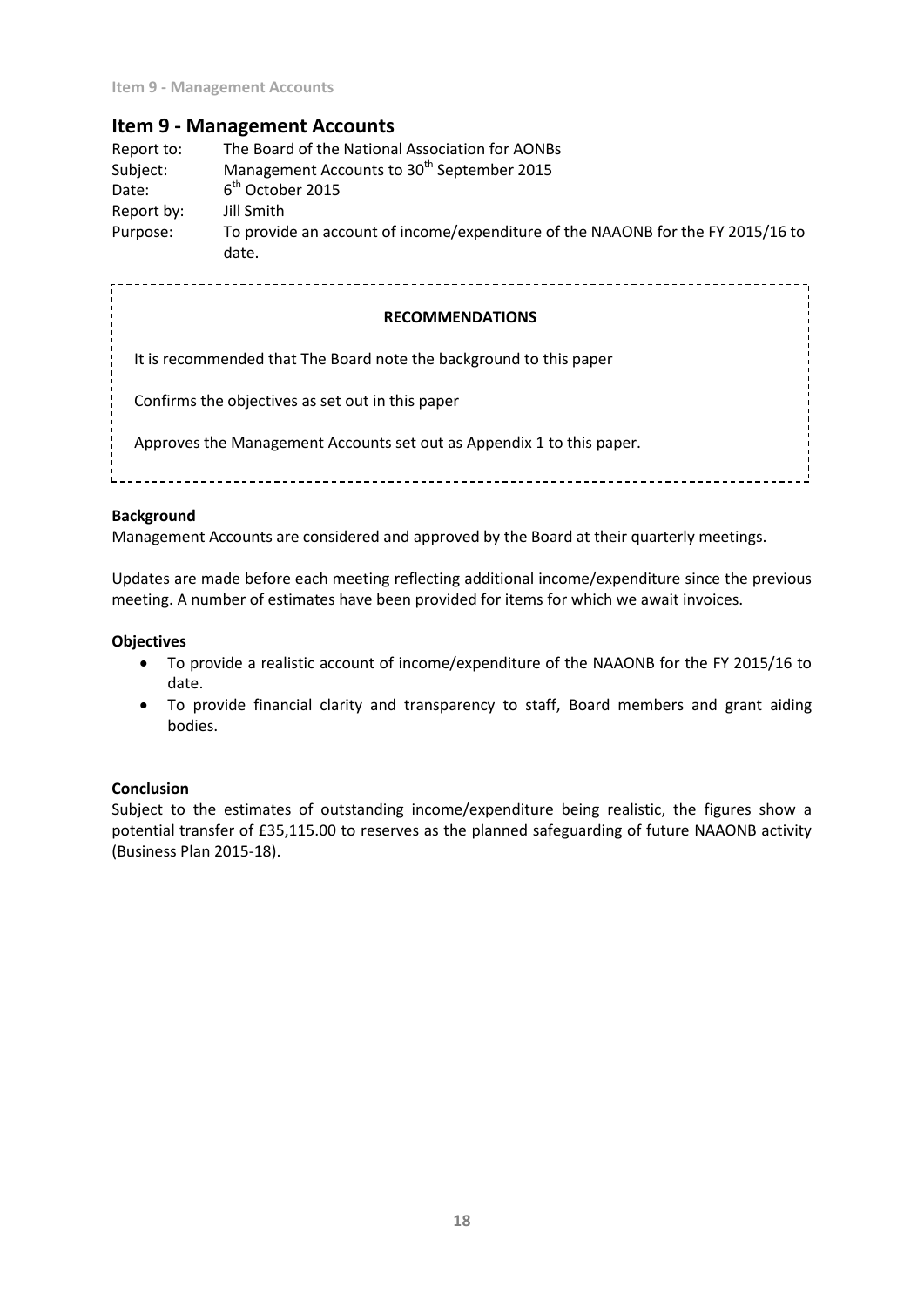# Item 9 - Management Accounts

Report to: The Board of the National Association for AONBs
Subject: Management Accounts to 30th September 2015
Date: 6th October 2015
Report by: Jill Smith
Purpose: To provide an account of income/expenditure of the NAAONB for the FY 2015/16 to date.

**RECOMMENDATIONS**

It is recommended that The Board note the background to this paper

Confirms the objectives as set out in this paper

Approves the Management Accounts set out as Appendix 1 to this paper.

**Background**

Management Accounts are considered and approved by the Board at their quarterly meetings.

Updates are made before each meeting reflecting additional income/expenditure since the previous meeting. A number of estimates have been provided for items for which we await invoices.

**Objectives**

- To provide a realistic account of income/expenditure of the NAAONB for the FY 2015/16 to date.
- To provide financial clarity and transparency to staff, Board members and grant aiding bodies.

**Conclusion**

Subject to the estimates of outstanding income/expenditure being realistic, the figures show a potential transfer of £35,115.00 to reserves as the planned safeguarding of future NAAONB activity (Business Plan 2015-18).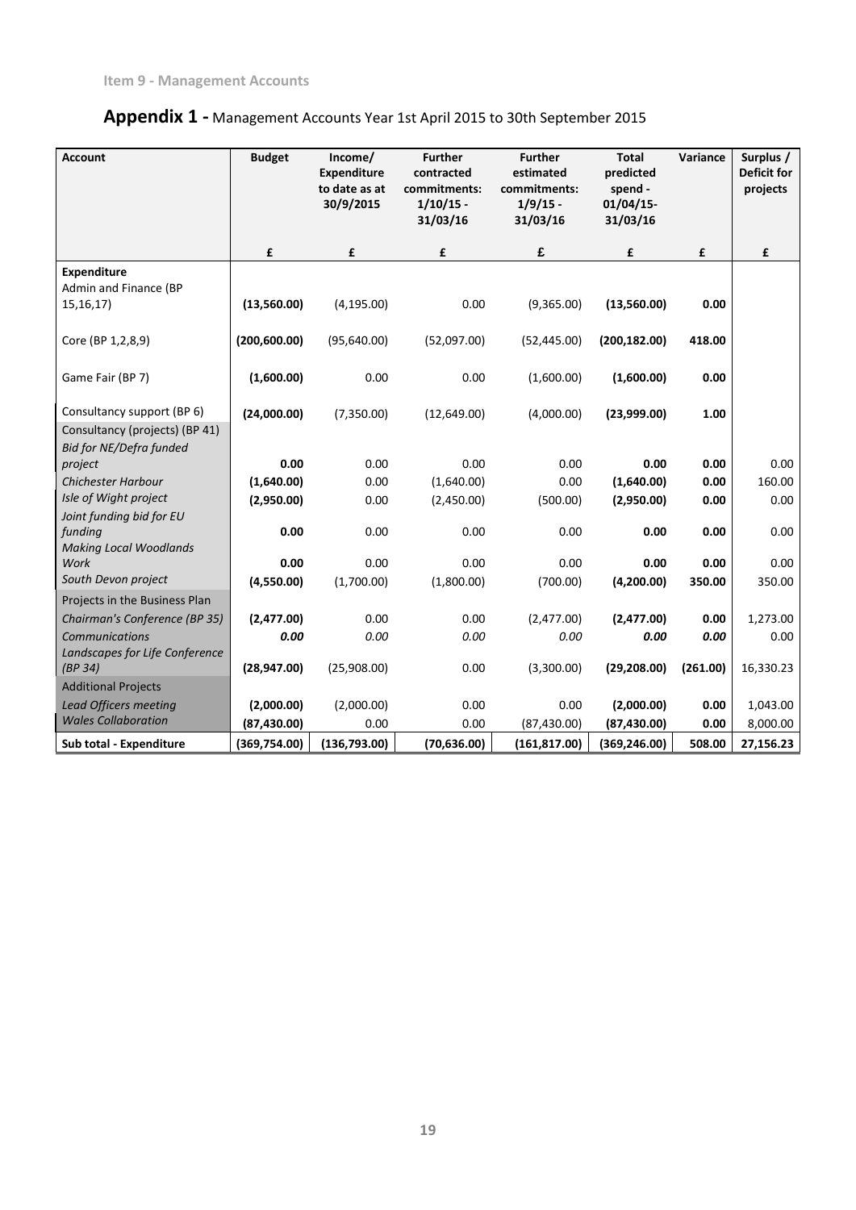Item 9 - Management Accounts

## **Appendix 1 -** Management Accounts Year 1st April 2015 to 30th September 2015

| Account | Budget | Income/ Expenditure to date as at 30/9/2015 | Further contracted commitments: 1/10/15 - 31/03/16 | Further estimated commitments: 1/9/15 - 31/03/16 | Total predicted spend - 01/04/15- 31/03/16 | Variance | Surplus / Deficit for projects |
|---|---|---|---|---|---|---|---|
| | £ | £ | £ | £ | £ | £ | £ |
| **Expenditure** | | | | | | | |
| Admin and Finance (BP 15,16,17) | **(13,560.00)** | (4,195.00) | 0.00 | (9,365.00) | **(13,560.00)** | **0.00** | |
| Core (BP 1,2,8,9) | **(200,600.00)** | (95,640.00) | (52,097.00) | (52,445.00) | **(200,182.00)** | **418.00** | |
| Game Fair (BP 7) | **(1,600.00)** | 0.00 | 0.00 | (1,600.00) | **(1,600.00)** | **0.00** | |
| Consultancy support (BP 6) | **(24,000.00)** | (7,350.00) | (12,649.00) | (4,000.00) | **(23,999.00)** | **1.00** | |
| Consultancy (projects) (BP 41) | | | | | | | |
| *Bid for NE/Defra funded project* | **0.00** | 0.00 | 0.00 | 0.00 | **0.00** | **0.00** | 0.00 |
| *Chichester Harbour* | **(1,640.00)** | 0.00 | (1,640.00) | 0.00 | **(1,640.00)** | **0.00** | 160.00 |
| *Isle of Wight project* | **(2,950.00)** | 0.00 | (2,450.00) | (500.00) | **(2,950.00)** | **0.00** | 0.00 |
| *Joint funding bid for EU funding* | **0.00** | 0.00 | 0.00 | 0.00 | **0.00** | **0.00** | 0.00 |
| *Making Local Woodlands Work* | **0.00** | 0.00 | 0.00 | 0.00 | **0.00** | **0.00** | 0.00 |
| *South Devon project* | **(4,550.00)** | (1,700.00) | (1,800.00) | (700.00) | **(4,200.00)** | **350.00** | 350.00 |
| Projects in the Business Plan | | | | | | | |
| *Chairman's Conference (BP 35)* | **(2,477.00)** | 0.00 | 0.00 | (2,477.00) | **(2,477.00)** | **0.00** | 1,273.00 |
| *Communications* | ***0.00*** | *0.00* | *0.00* | *0.00* | ***0.00*** | ***0.00*** | 0.00 |
| *Landscapes for Life Conference (BP 34)* | **(28,947.00)** | (25,908.00) | 0.00 | (3,300.00) | **(29,208.00)** | **(261.00)** | 16,330.23 |
| Additional Projects | | | | | | | |
| *Lead Officers meeting* | **(2,000.00)** | (2,000.00) | 0.00 | 0.00 | **(2,000.00)** | **0.00** | 1,043.00 |
| *Wales Collaboration* | **(87,430.00)** | 0.00 | 0.00 | (87,430.00) | **(87,430.00)** | **0.00** | 8,000.00 |
| **Sub total - Expenditure** | **(369,754.00)** | **(136,793.00)** | **(70,636.00)** | **(161,817.00)** | **(369,246.00)** | **508.00** | **27,156.23** |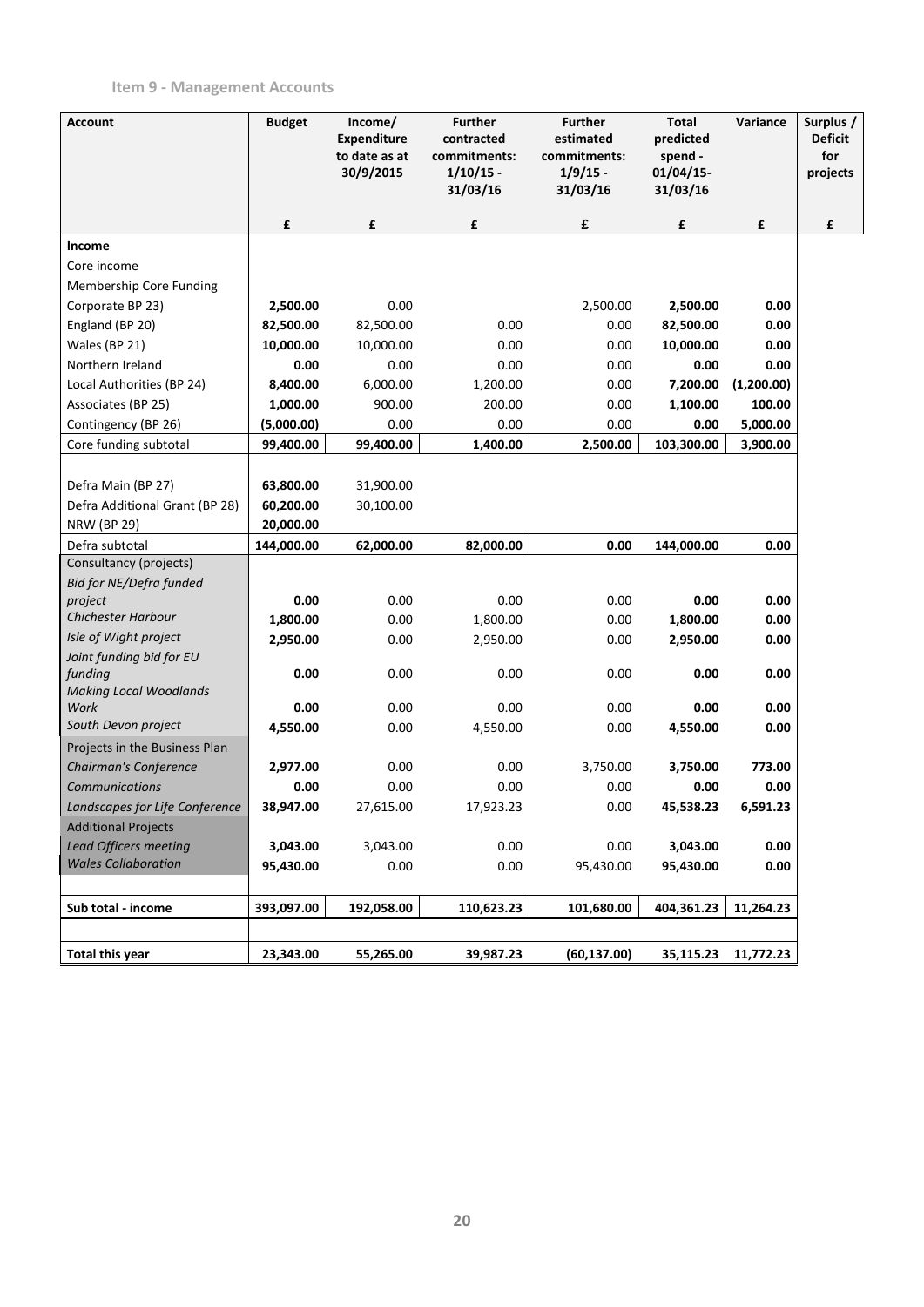### Item 9 - Management Accounts

| Account | Budget | Income/ Expenditure to date as at 30/9/2015 | Further contracted commitments: 1/10/15 - 31/03/16 | Further estimated commitments: 1/9/15 - 31/03/16 | Total predicted spend - 01/04/15- 31/03/16 | Variance | Surplus / Deficit for projects |
|---|---|---|---|---|---|---|---|
| | £ | £ | £ | £ | £ | £ | £ |
| **Income** | | | | | | | |
| Core income | | | | | | | |
| Membership Core Funding | | | | | | | |
| Corporate BP 23) | **2,500.00** | 0.00 | | 2,500.00 | **2,500.00** | **0.00** | |
| England (BP 20) | **82,500.00** | 82,500.00 | 0.00 | 0.00 | **82,500.00** | **0.00** | |
| Wales (BP 21) | **10,000.00** | 10,000.00 | 0.00 | 0.00 | **10,000.00** | **0.00** | |
| Northern Ireland | **0.00** | 0.00 | 0.00 | 0.00 | **0.00** | **0.00** | |
| Local Authorities (BP 24) | **8,400.00** | 6,000.00 | 1,200.00 | 0.00 | **7,200.00** | **(1,200.00)** | |
| Associates (BP 25) | **1,000.00** | 900.00 | 200.00 | 0.00 | **1,100.00** | **100.00** | |
| Contingency (BP 26) | **(5,000.00)** | 0.00 | 0.00 | 0.00 | **0.00** | **5,000.00** | |
| Core funding subtotal | **99,400.00** | **99,400.00** | **1,400.00** | **2,500.00** | **103,300.00** | **3,900.00** | |
| | | | | | | | |
| Defra Main (BP 27) | **63,800.00** | 31,900.00 | | | | | |
| Defra Additional Grant (BP 28) | **60,200.00** | 30,100.00 | | | | | |
| NRW (BP 29) | **20,000.00** | | | | | | |
| Defra subtotal | **144,000.00** | **62,000.00** | **82,000.00** | **0.00** | **144,000.00** | **0.00** | |
| Consultancy (projects) | | | | | | | |
| *Bid for NE/Defra funded project* | **0.00** | 0.00 | 0.00 | 0.00 | **0.00** | **0.00** | |
| *Chichester Harbour* | **1,800.00** | 0.00 | 1,800.00 | 0.00 | **1,800.00** | **0.00** | |
| *Isle of Wight project* | **2,950.00** | 0.00 | 2,950.00 | 0.00 | **2,950.00** | **0.00** | |
| *Joint funding bid for EU funding* | **0.00** | 0.00 | 0.00 | 0.00 | **0.00** | **0.00** | |
| *Making Local Woodlands Work* | **0.00** | 0.00 | 0.00 | 0.00 | **0.00** | **0.00** | |
| *South Devon project* | **4,550.00** | 0.00 | 4,550.00 | 0.00 | **4,550.00** | **0.00** | |
| Projects in the Business Plan | | | | | | | |
| *Chairman's Conference* | **2,977.00** | 0.00 | 0.00 | 3,750.00 | **3,750.00** | **773.00** | |
| *Communications* | **0.00** | 0.00 | 0.00 | 0.00 | **0.00** | **0.00** | |
| *Landscapes for Life Conference* | **38,947.00** | 27,615.00 | 17,923.23 | 0.00 | **45,538.23** | **6,591.23** | |
| Additional Projects | | | | | | | |
| *Lead Officers meeting* | **3,043.00** | 3,043.00 | 0.00 | 0.00 | **3,043.00** | **0.00** | |
| *Wales Collaboration* | **95,430.00** | 0.00 | 0.00 | 95,430.00 | **95,430.00** | **0.00** | |
| | | | | | | | |
| **Sub total - income** | **393,097.00** | **192,058.00** | **110,623.23** | **101,680.00** | **404,361.23** | **11,264.23** | |
| | | | | | | | |
| **Total this year** | **23,343.00** | **55,265.00** | **39,987.23** | **(60,137.00)** | **35,115.23** | **11,772.23** | |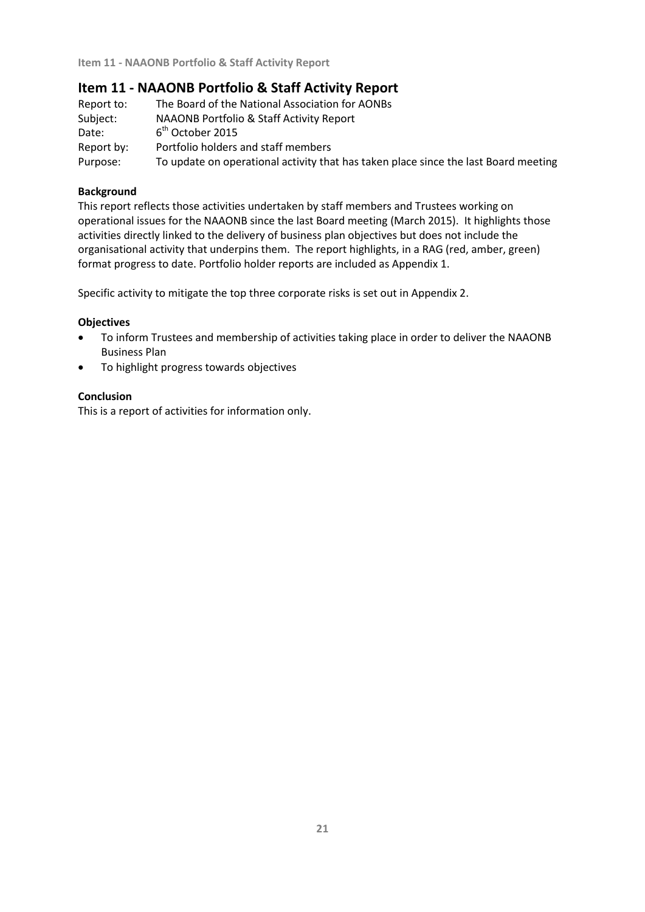# Item 11 - NAAONB Portfolio & Staff Activity Report

| | |
|---|---|
| Report to: | The Board of the National Association for AONBs |
| Subject: | NAAONB Portfolio & Staff Activity Report |
| Date: | 6th October 2015 |
| Report by: | Portfolio holders and staff members |
| Purpose: | To update on operational activity that has taken place since the last Board meeting |

**Background**

This report reflects those activities undertaken by staff members and Trustees working on operational issues for the NAAONB since the last Board meeting (March 2015). It highlights those activities directly linked to the delivery of business plan objectives but does not include the organisational activity that underpins them. The report highlights, in a RAG (red, amber, green) format progress to date. Portfolio holder reports are included as Appendix 1.

Specific activity to mitigate the top three corporate risks is set out in Appendix 2.

**Objectives**

- To inform Trustees and membership of activities taking place in order to deliver the NAAONB Business Plan
- To highlight progress towards objectives

**Conclusion**

This is a report of activities for information only.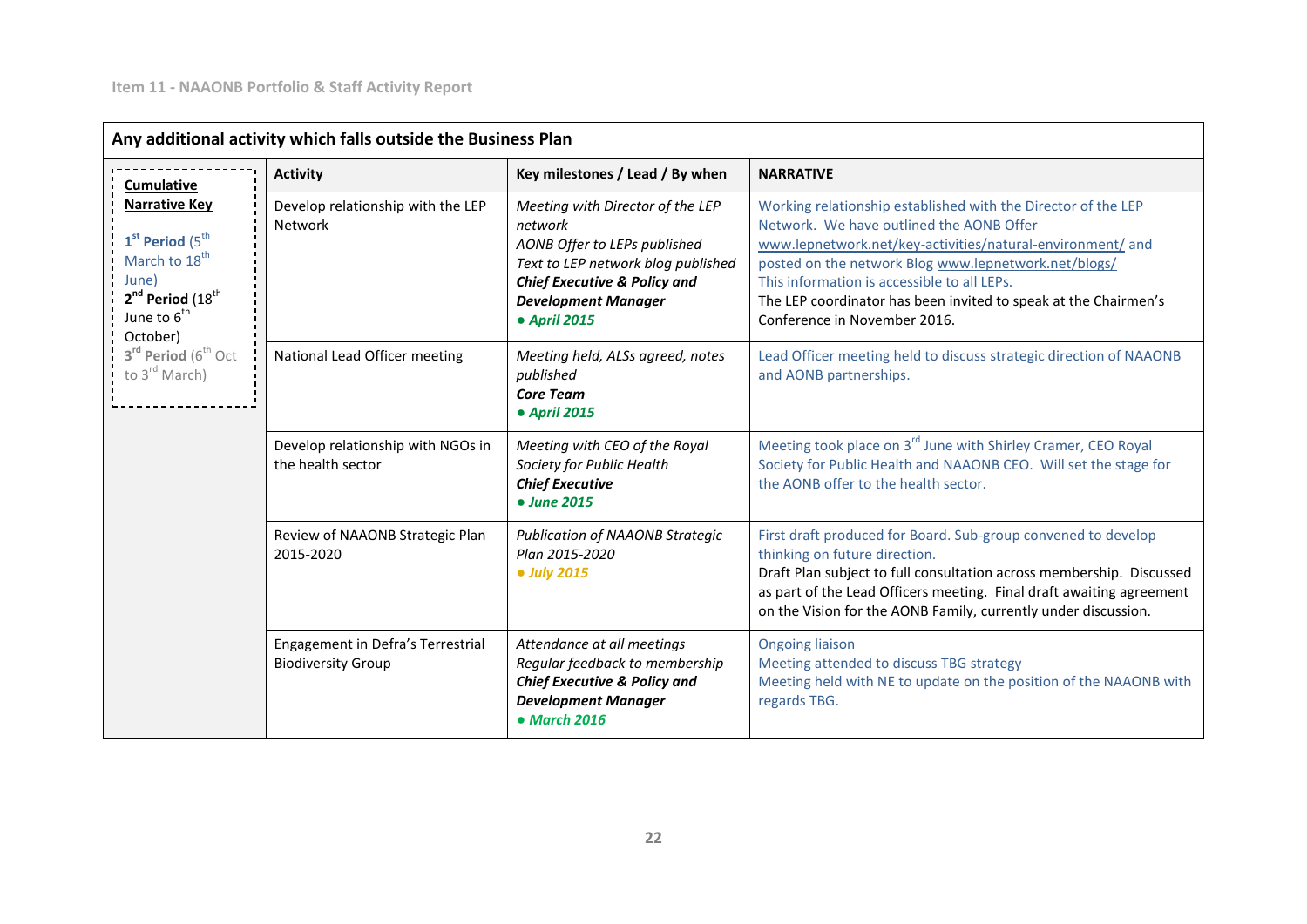Item 11 - NAAONB Portfolio & Staff Activity Report

## Any additional activity which falls outside the Business Plan

| Cumulative Narrative Key | Activity | Key milestones / Lead / By when | NARRATIVE |
|---|---|---|---|
| **1st Period** (5th March to 18th June) **2nd Period** (18th June to 6th October) **3rd Period** (6th Oct to 3rd March) | Develop relationship with the LEP Network | *Meeting with Director of the LEP network* *AONB Offer to LEPs published* *Text to LEP network blog published* ***Chief Executive & Policy and Development Manager*** ***● April 2015*** | Working relationship established with the Director of the LEP Network. We have outlined the AONB Offer www.lepnetwork.net/key-activities/natural-environment/ and posted on the network Blog www.lepnetwork.net/blogs/ This information is accessible to all LEPs. The LEP coordinator has been invited to speak at the Chairmen's Conference in November 2016. |
| | National Lead Officer meeting | *Meeting held, ALSs agreed, notes published* ***Core Team*** ***● April 2015*** | Lead Officer meeting held to discuss strategic direction of NAAONB and AONB partnerships. |
| | Develop relationship with NGOs in the health sector | *Meeting with CEO of the Royal Society for Public Health* ***Chief Executive*** ***● June 2015*** | Meeting took place on 3rd June with Shirley Cramer, CEO Royal Society for Public Health and NAAONB CEO. Will set the stage for the AONB offer to the health sector. |
| | Review of NAAONB Strategic Plan 2015-2020 | *Publication of NAAONB Strategic Plan 2015-2020* ***● July 2015*** | First draft produced for Board. Sub-group convened to develop thinking on future direction. Draft Plan subject to full consultation across membership. Discussed as part of the Lead Officers meeting. Final draft awaiting agreement on the Vision for the AONB Family, currently under discussion. |
| | Engagement in Defra's Terrestrial Biodiversity Group | *Attendance at all meetings* *Regular feedback to membership* ***Chief Executive & Policy and Development Manager*** ***● March 2016*** | Ongoing liaison Meeting attended to discuss TBG strategy Meeting held with NE to update on the position of the NAAONB with regards TBG. |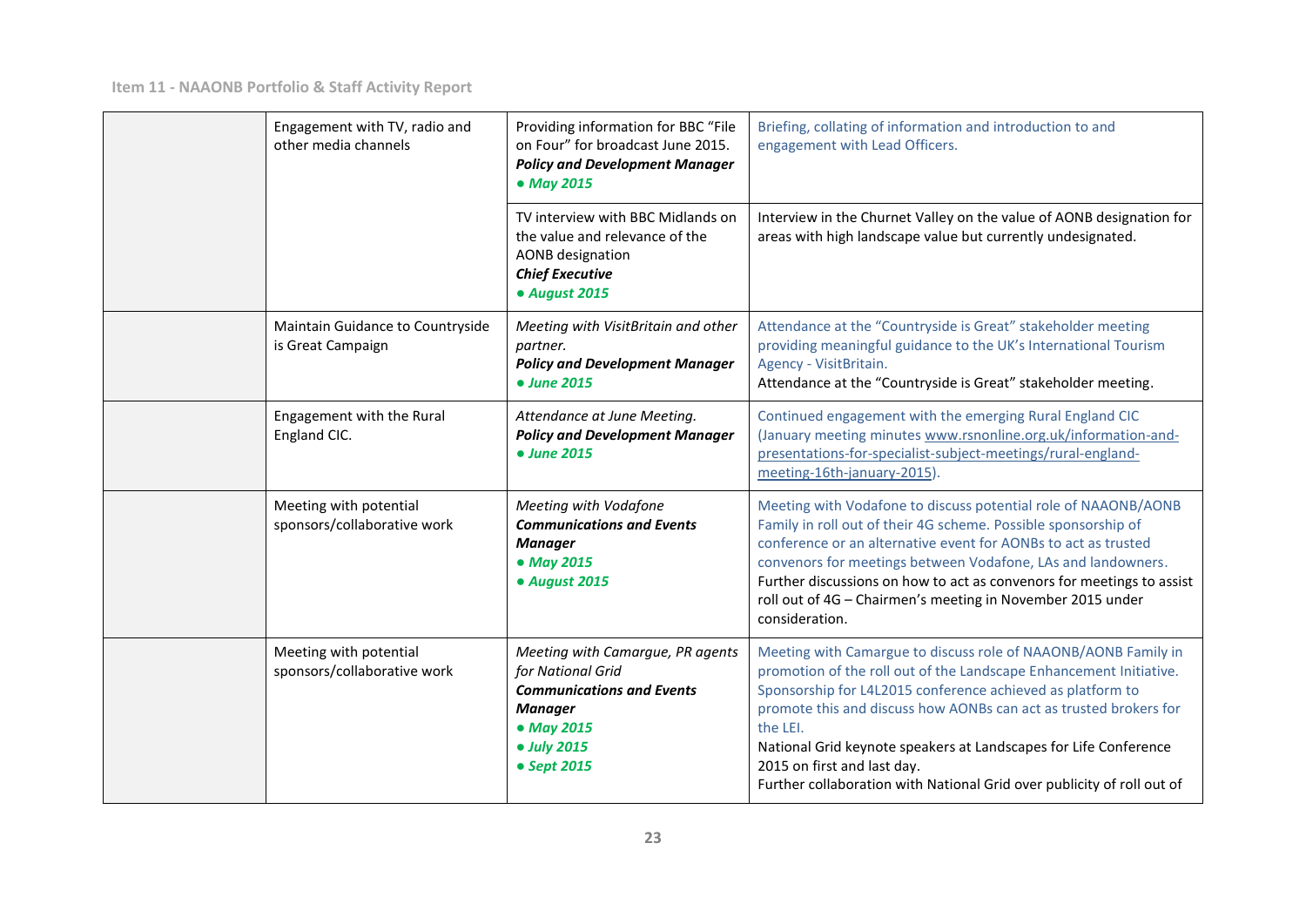| | | | |
|---|---|---|---|
| | Engagement with TV, radio and other media channels | Providing information for BBC "File on Four" for broadcast June 2015.<br>***Policy and Development Manager***<br>***• May 2015*** | Briefing, collating of information and introduction to and engagement with Lead Officers. |
| | | TV interview with BBC Midlands on the value and relevance of the AONB designation<br>***Chief Executive***<br>***• August 2015*** | Interview in the Churnet Valley on the value of AONB designation for areas with high landscape value but currently undesignated. |
| | Maintain Guidance to Countryside is Great Campaign | *Meeting with VisitBritain and other partner.*<br>***Policy and Development Manager***<br>***• June 2015*** | Attendance at the "Countryside is Great" stakeholder meeting providing meaningful guidance to the UK's International Tourism Agency - VisitBritain.<br>Attendance at the "Countryside is Great" stakeholder meeting. |
| | Engagement with the Rural England CIC. | *Attendance at June Meeting.*<br>***Policy and Development Manager***<br>***• June 2015*** | Continued engagement with the emerging Rural England CIC (January meeting minutes www.rsnonline.org.uk/information-and-presentations-for-specialist-subject-meetings/rural-england-meeting-16th-january-2015). |
| | Meeting with potential sponsors/collaborative work | *Meeting with Vodafone*<br>***Communications and Events Manager***<br>***• May 2015***<br>***• August 2015*** | Meeting with Vodafone to discuss potential role of NAAONB/AONB Family in roll out of their 4G scheme. Possible sponsorship of conference or an alternative event for AONBs to act as trusted convenors for meetings between Vodafone, LAs and landowners.<br>Further discussions on how to act as convenors for meetings to assist roll out of 4G – Chairmen's meeting in November 2015 under consideration. |
| | Meeting with potential sponsors/collaborative work | *Meeting with Camargue, PR agents for National Grid*<br>***Communications and Events Manager***<br>***• May 2015***<br>***• July 2015***<br>***• Sept 2015*** | Meeting with Camargue to discuss role of NAAONB/AONB Family in promotion of the roll out of the Landscape Enhancement Initiative. Sponsorship for L4L2015 conference achieved as platform to promote this and discuss how AONBs can act as trusted brokers for the LEI.<br>National Grid keynote speakers at Landscapes for Life Conference 2015 on first and last day.<br>Further collaboration with National Grid over publicity of roll out of |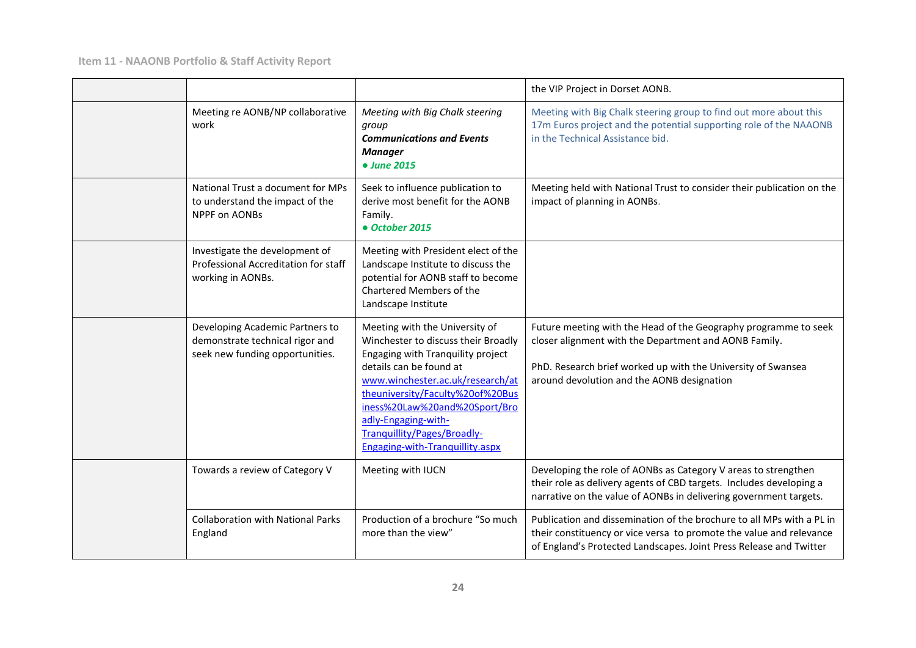| | | | |
|---|---|---|---|
| | | | the VIP Project in Dorset AONB. |
| | Meeting re AONB/NP collaborative work | *Meeting with Big Chalk steering group* ***Communications and Events Manager*** ***● June 2015*** | Meeting with Big Chalk steering group to find out more about this 17m Euros project and the potential supporting role of the NAAONB in the Technical Assistance bid. |
| | National Trust a document for MPs to understand the impact of the NPPF on AONBs | Seek to influence publication to derive most benefit for the AONB Family. ***● October 2015*** | Meeting held with National Trust to consider their publication on the impact of planning in AONBs. |
| | Investigate the development of Professional Accreditation for staff working in AONBs. | Meeting with President elect of the Landscape Institute to discuss the potential for AONB staff to become Chartered Members of the Landscape Institute | |
| | Developing Academic Partners to demonstrate technical rigor and seek new funding opportunities. | Meeting with the University of Winchester to discuss their Broadly Engaging with Tranquility project details can be found at www.winchester.ac.uk/research/attheuniversity/Faculty%20of%20Business%20Law%20and%20Sport/Broadly-Engaging-with-Tranquillity/Pages/Broadly-Engaging-with-Tranquillity.aspx | Future meeting with the Head of the Geography programme to seek closer alignment with the Department and AONB Family.<br><br>PhD. Research brief worked up with the University of Swansea around devolution and the AONB designation |
| | Towards a review of Category V | Meeting with IUCN | Developing the role of AONBs as Category V areas to strengthen their role as delivery agents of CBD targets. Includes developing a narrative on the value of AONBs in delivering government targets. |
| | Collaboration with National Parks England | Production of a brochure "So much more than the view" | Publication and dissemination of the brochure to all MPs with a PL in their constituency or vice versa to promote the value and relevance of England's Protected Landscapes. Joint Press Release and Twitter |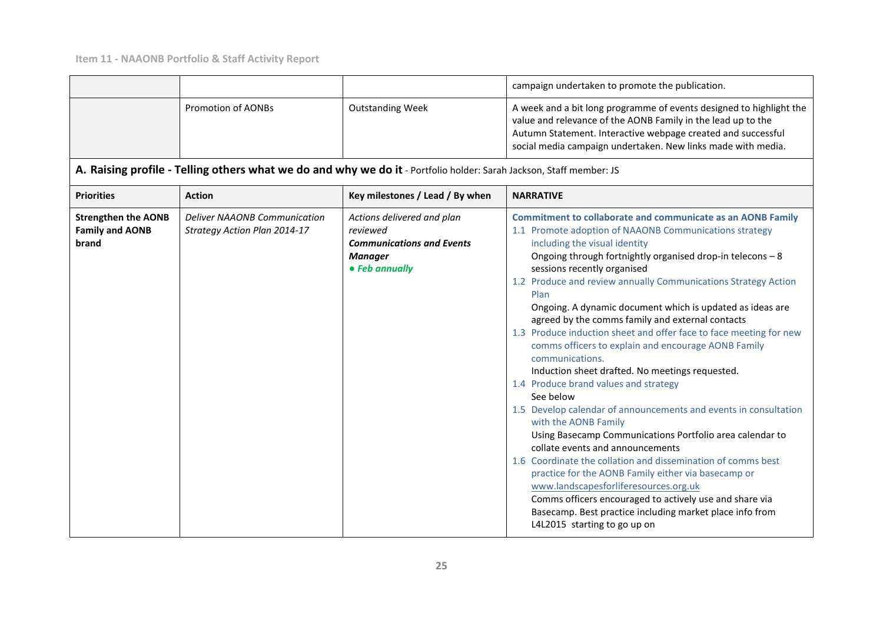| | | | |
|---|---|---|---|
| | | | campaign undertaken to promote the publication. |
| | Promotion of AONBs | Outstanding Week | A week and a bit long programme of events designed to highlight the value and relevance of the AONB Family in the lead up to the Autumn Statement. Interactive webpage created and successful social media campaign undertaken. New links made with media. |

**A. Raising profile - Telling others what we do and why we do it** - Portfolio holder: Sarah Jackson, Staff member: JS

| Priorities | Action | Key milestones / Lead / By when | NARRATIVE |
|---|---|---|---|
| **Strengthen the AONB Family and AONB brand** | *Deliver NAAONB Communication Strategy Action Plan 2014-17* | *Actions delivered and plan reviewed*<br>***Communications and Events Manager***<br>***● Feb annually*** | **Commitment to collaborate and communicate as an AONB Family**<br>1.1 Promote adoption of NAAONB Communications strategy including the visual identity<br>Ongoing through fortnightly organised drop-in telecons – 8 sessions recently organised<br>1.2 Produce and review annually Communications Strategy Action Plan<br>Ongoing. A dynamic document which is updated as ideas are agreed by the comms family and external contacts<br>1.3 Produce induction sheet and offer face to face meeting for new comms officers to explain and encourage AONB Family communications.<br>Induction sheet drafted. No meetings requested.<br>1.4 Produce brand values and strategy<br>See below<br>1.5 Develop calendar of announcements and events in consultation with the AONB Family<br>Using Basecamp Communications Portfolio area calendar to collate events and announcements<br>1.6 Coordinate the collation and dissemination of comms best practice for the AONB Family either via basecamp or www.landscapesforliferesources.org.uk<br>Comms officers encouraged to actively use and share via Basecamp. Best practice including market place info from L4L2015 starting to go up on |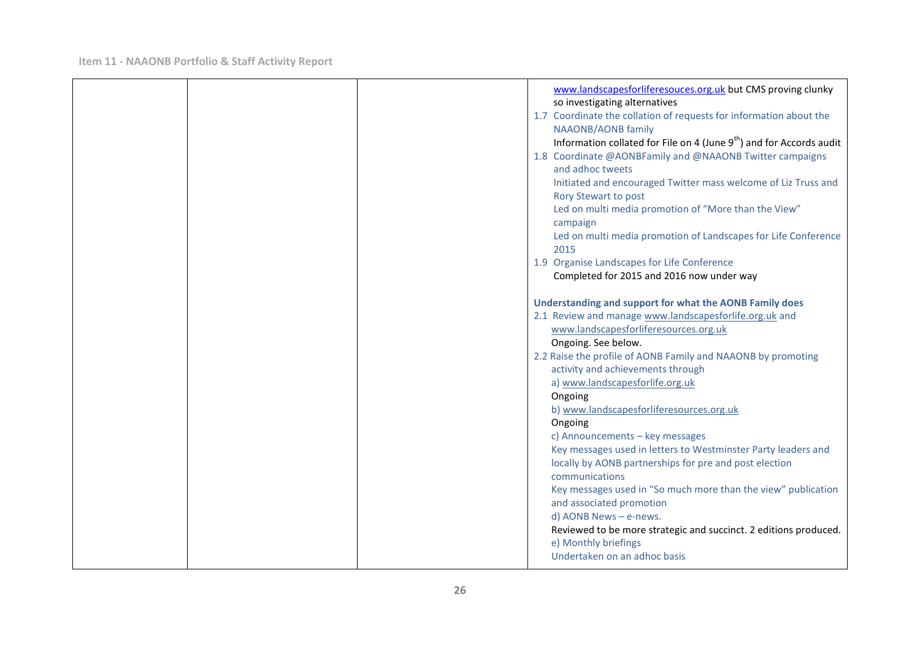| | | | www.landscapesforliferesouces.org.uk but CMS proving clunky so investigating alternatives<br>1.7 Coordinate the collation of requests for information about the NAAONB/AONB family<br>Information collated for File on 4 (June 9th) and for Accords audit<br>1.8 Coordinate @AONBFamily and @NAAONB Twitter campaigns and adhoc tweets<br>Initiated and encouraged Twitter mass welcome of Liz Truss and Rory Stewart to post<br>Led on multi media promotion of "More than the View" campaign<br>Led on multi media promotion of Landscapes for Life Conference 2015<br>1.9 Organise Landscapes for Life Conference<br>Completed for 2015 and 2016 now under way<br><br>**Understanding and support for what the AONB Family does**<br>2.1 Review and manage www.landscapesforlife.org.uk and www.landscapesforliferesources.org.uk<br>Ongoing. See below.<br>2.2 Raise the profile of AONB Family and NAAONB by promoting activity and achievements through<br>a) www.landscapesforlife.org.uk<br>Ongoing<br>b) www.landscapesforliferesources.org.uk<br>Ongoing<br>c) Announcements – key messages<br>Key messages used in letters to Westminster Party leaders and locally by AONB partnerships for pre and post election communications<br>Key messages used in "So much more than the view" publication and associated promotion<br>d) AONB News – e-news.<br>Reviewed to be more strategic and succinct. 2 editions produced.<br>e) Monthly briefings<br>Undertaken on an adhoc basis |
|---|---|---|---|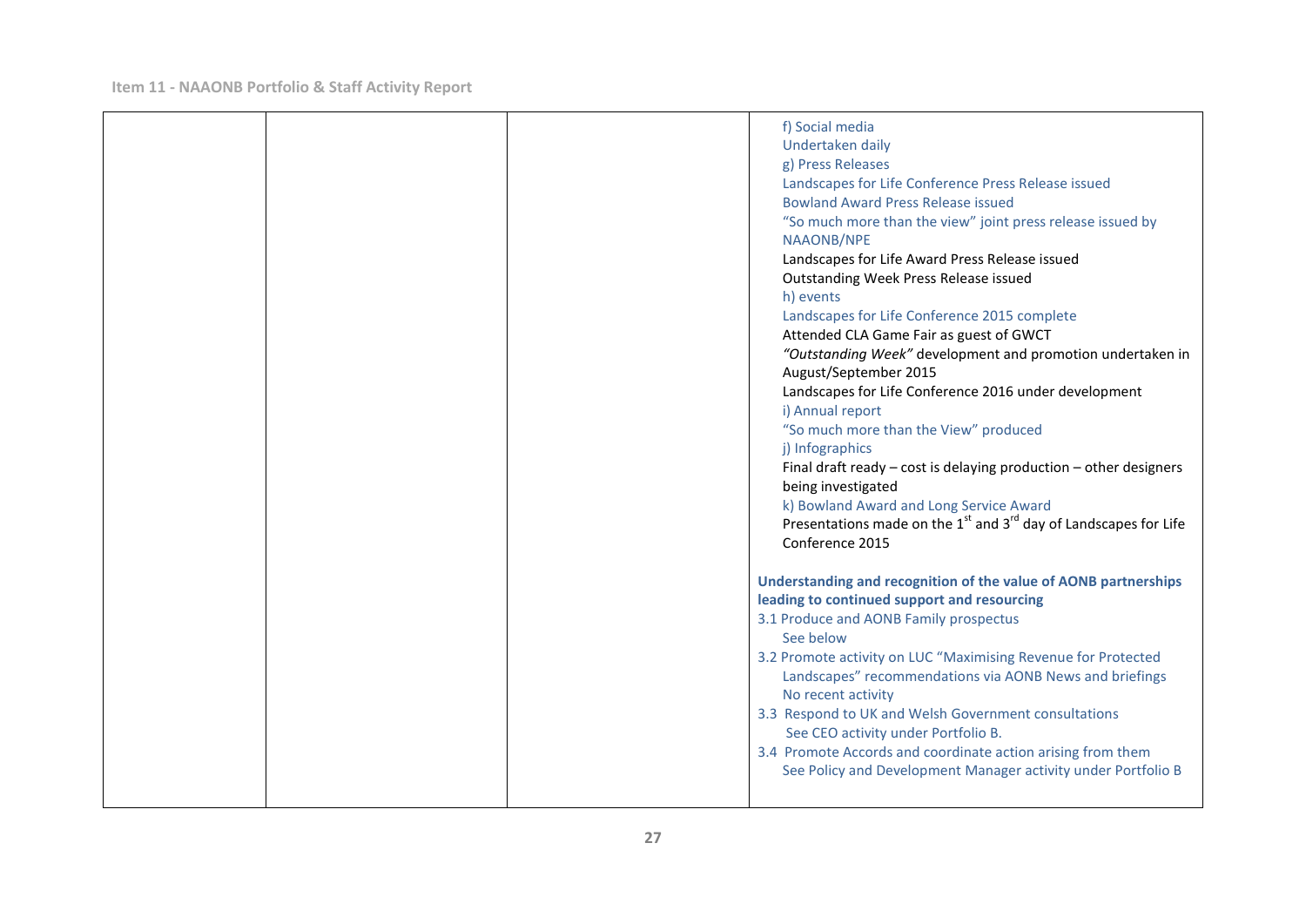| | | | f) Social media<br>Undertaken daily<br>g) Press Releases<br>Landscapes for Life Conference Press Release issued<br>Bowland Award Press Release issued<br>"So much more than the view" joint press release issued by NAAONB/NPE<br>Landscapes for Life Award Press Release issued<br>Outstanding Week Press Release issued<br>h) events<br>Landscapes for Life Conference 2015 complete<br>Attended CLA Game Fair as guest of GWCT<br>*"Outstanding Week"* development and promotion undertaken in August/September 2015<br>Landscapes for Life Conference 2016 under development<br>i) Annual report<br>"So much more than the View" produced<br>j) Infographics<br>Final draft ready – cost is delaying production – other designers being investigated<br>k) Bowland Award and Long Service Award<br>Presentations made on the 1st and 3rd day of Landscapes for Life Conference 2015<br><br>**Understanding and recognition of the value of AONB partnerships leading to continued support and resourcing**<br>3.1 Produce and AONB Family prospectus<br>See below<br>3.2 Promote activity on LUC "Maximising Revenue for Protected Landscapes" recommendations via AONB News and briefings<br>No recent activity<br>3.3 Respond to UK and Welsh Government consultations<br>See CEO activity under Portfolio B.<br>3.4 Promote Accords and coordinate action arising from them<br>See Policy and Development Manager activity under Portfolio B |
|---|---|---|---|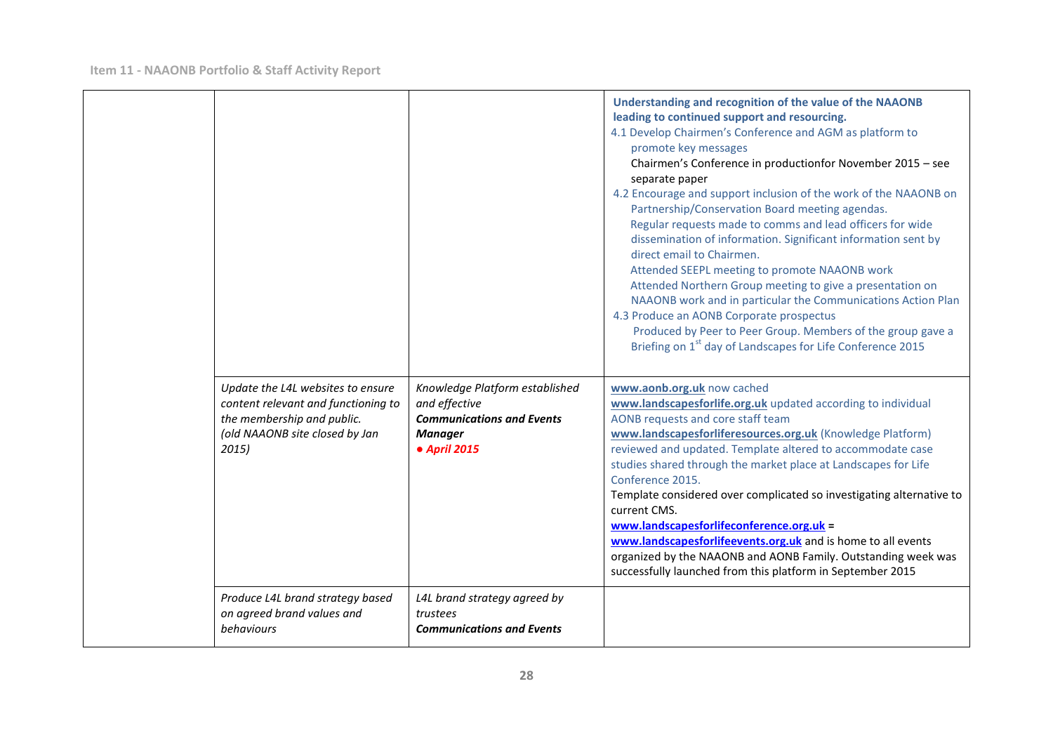| | | | |
|---|---|---|---|
| | | | **Understanding and recognition of the value of the NAAONB leading to continued support and resourcing.**<br>4.1 Develop Chairmen's Conference and AGM as platform to promote key messages<br>Chairmen's Conference in productionfor November 2015 – see separate paper<br>4.2 Encourage and support inclusion of the work of the NAAONB on Partnership/Conservation Board meeting agendas.<br>Regular requests made to comms and lead officers for wide dissemination of information. Significant information sent by direct email to Chairmen.<br>Attended SEEPL meeting to promote NAAONB work<br>Attended Northern Group meeting to give a presentation on NAAONB work and in particular the Communications Action Plan<br>4.3 Produce an AONB Corporate prospectus<br>Produced by Peer to Peer Group. Members of the group gave a Briefing on 1st day of Landscapes for Life Conference 2015 |
| | *Update the L4L websites to ensure content relevant and functioning to the membership and public.*<br>*(old NAAONB site closed by Jan 2015)* | *Knowledge Platform established and effective*<br>***Communications and Events Manager***<br>***● April 2015*** | **www.aonb.org.uk** now cached<br>**www.landscapesforlife.org.uk** updated according to individual AONB requests and core staff team<br>**www.landscapesforliferesources.org.uk** (Knowledge Platform) reviewed and updated. Template altered to accommodate case studies shared through the market place at Landscapes for Life Conference 2015.<br>Template considered over complicated so investigating alternative to current CMS.<br>**www.landscapesforlifeconference.org.uk** = **www.landscapesforlifeevents.org.uk** and is home to all events organized by the NAAONB and AONB Family. Outstanding week was successfully launched from this platform in September 2015 |
| | *Produce L4L brand strategy based on agreed brand values and behaviours* | *L4L brand strategy agreed by trustees*<br>***Communications and Events*** | |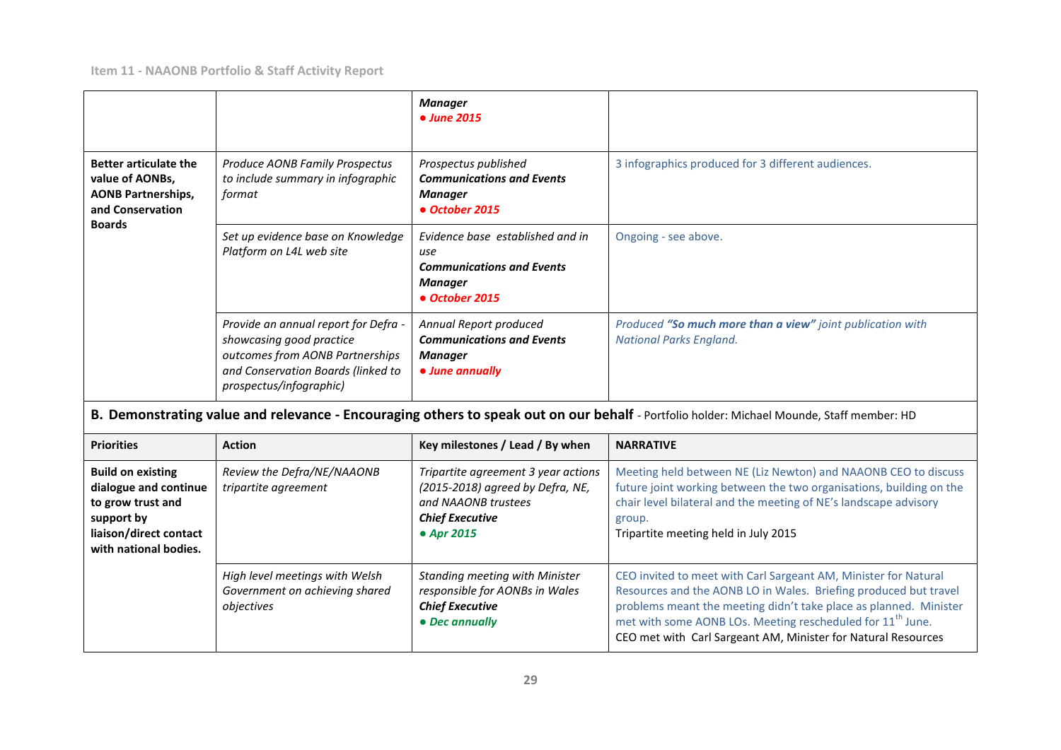| | | | |
|---|---|---|---|
| | | ***Manager*** <br> ***● June 2015*** | |
| **Better articulate the value of AONBs, AONB Partnerships, and Conservation Boards** | *Produce AONB Family Prospectus to include summary in infographic format* | *Prospectus published* <br> ***Communications and Events Manager*** <br> ***● October 2015*** | 3 infographics produced for 3 different audiences. |
| | *Set up evidence base on Knowledge Platform on L4L web site* | *Evidence base established and in use* <br> ***Communications and Events Manager*** <br> ***● October 2015*** | Ongoing - see above. |
| | *Provide an annual report for Defra - showcasing good practice outcomes from AONB Partnerships and Conservation Boards (linked to prospectus/infographic)* | *Annual Report produced* <br> ***Communications and Events Manager*** <br> ***● June annually*** | *Produced **"So much more than a view"** joint publication with National Parks England.* |

**B. Demonstrating value and relevance - Encouraging others to speak out on our behalf** - Portfolio holder: Michael Mounde, Staff member: HD

| Priorities | Action | Key milestones / Lead / By when | NARRATIVE |
|---|---|---|---|
| **Build on existing dialogue and continue to grow trust and support by liaison/direct contact with national bodies.** | *Review the Defra/NE/NAAONB tripartite agreement* | *Tripartite agreement 3 year actions (2015-2018) agreed by Defra, NE, and NAAONB trustees* <br> ***Chief Executive*** <br> ***● Apr 2015*** | Meeting held between NE (Liz Newton) and NAAONB CEO to discuss future joint working between the two organisations, building on the chair level bilateral and the meeting of NE's landscape advisory group. <br> Tripartite meeting held in July 2015 |
| | *High level meetings with Welsh Government on achieving shared objectives* | *Standing meeting with Minister responsible for AONBs in Wales* <br> ***Chief Executive*** <br> ***● Dec annually*** | CEO invited to meet with Carl Sargeant AM, Minister for Natural Resources and the AONB LO in Wales. Briefing produced but travel problems meant the meeting didn't take place as planned. Minister met with some AONB LOs. Meeting rescheduled for 11th June. <br> CEO met with Carl Sargeant AM, Minister for Natural Resources |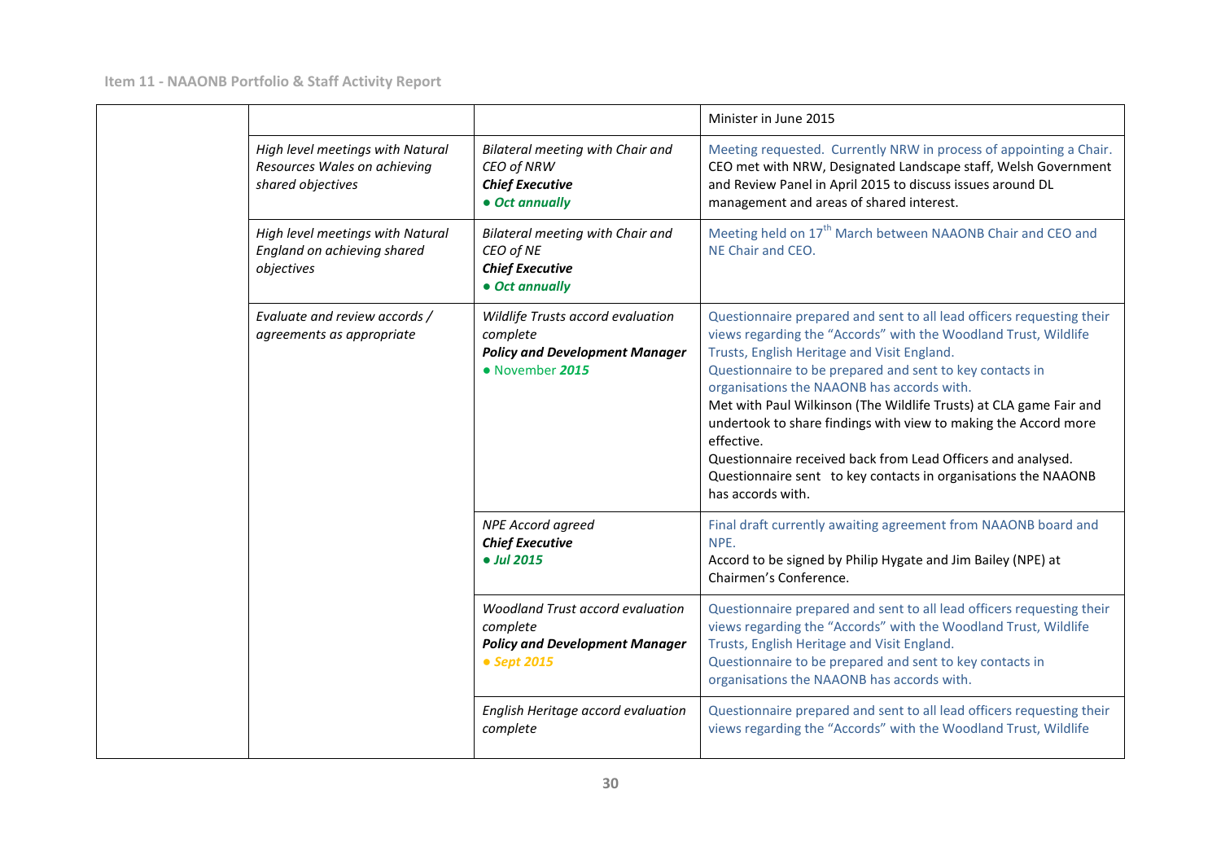| | | | |
|---|---|---|---|
| | | | Minister in June 2015 |
| | *High level meetings with Natural Resources Wales on achieving shared objectives* | *Bilateral meeting with Chair and CEO of NRW*<br>***Chief Executive***<br>***● Oct annually*** | Meeting requested. Currently NRW in process of appointing a Chair.<br>CEO met with NRW, Designated Landscape staff, Welsh Government and Review Panel in April 2015 to discuss issues around DL management and areas of shared interest. |
| | *High level meetings with Natural England on achieving shared objectives* | *Bilateral meeting with Chair and CEO of NE*<br>***Chief Executive***<br>***● Oct annually*** | Meeting held on 17th March between NAAONB Chair and CEO and NE Chair and CEO. |
| | *Evaluate and review accords / agreements as appropriate* | *Wildlife Trusts accord evaluation complete*<br>***Policy and Development Manager***<br>● November ***2015*** | Questionnaire prepared and sent to all lead officers requesting their views regarding the "Accords" with the Woodland Trust, Wildlife Trusts, English Heritage and Visit England.<br>Questionnaire to be prepared and sent to key contacts in organisations the NAAONB has accords with.<br>Met with Paul Wilkinson (The Wildlife Trusts) at CLA game Fair and undertook to share findings with view to making the Accord more effective.<br>Questionnaire received back from Lead Officers and analysed.<br>Questionnaire sent to key contacts in organisations the NAAONB has accords with. |
| | | *NPE Accord agreed*<br>***Chief Executive***<br>***● Jul 2015*** | Final draft currently awaiting agreement from NAAONB board and NPE.<br>Accord to be signed by Philip Hygate and Jim Bailey (NPE) at Chairmen's Conference. |
| | | *Woodland Trust accord evaluation complete*<br>***Policy and Development Manager***<br>***● Sept 2015*** | Questionnaire prepared and sent to all lead officers requesting their views regarding the "Accords" with the Woodland Trust, Wildlife Trusts, English Heritage and Visit England.<br>Questionnaire to be prepared and sent to key contacts in organisations the NAAONB has accords with. |
| | | *English Heritage accord evaluation complete* | Questionnaire prepared and sent to all lead officers requesting their views regarding the "Accords" with the Woodland Trust, Wildlife |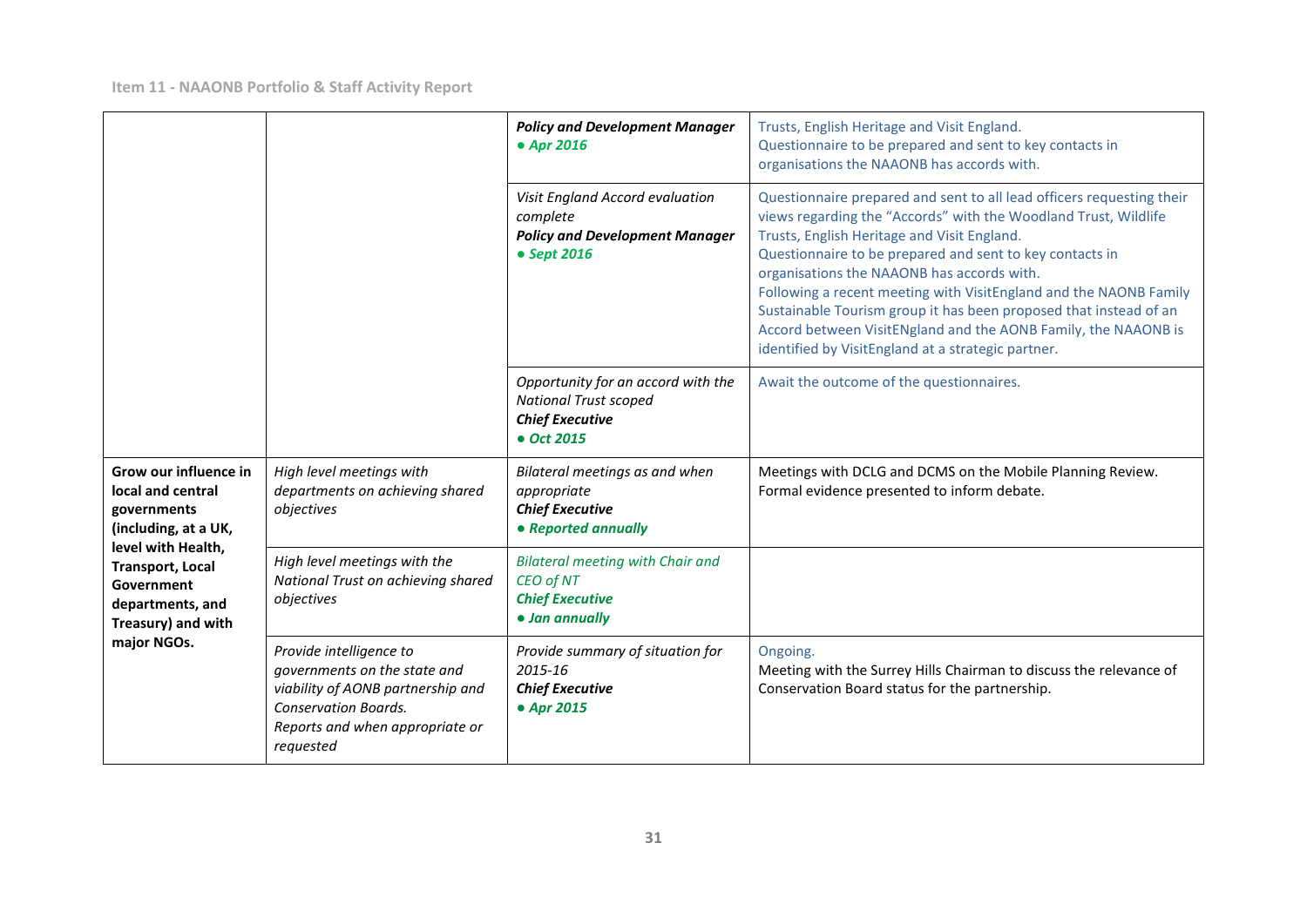| | | | |
|---|---|---|---|
| | | ***Policy and Development Manager*** ***• Apr 2016*** | Trusts, English Heritage and Visit England. Questionnaire to be prepared and sent to key contacts in organisations the NAAONB has accords with. |
| | | *Visit England Accord evaluation complete* ***Policy and Development Manager*** ***• Sept 2016*** | Questionnaire prepared and sent to all lead officers requesting their views regarding the "Accords" with the Woodland Trust, Wildlife Trusts, English Heritage and Visit England. Questionnaire to be prepared and sent to key contacts in organisations the NAAONB has accords with. Following a recent meeting with VisitEngland and the NAONB Family Sustainable Tourism group it has been proposed that instead of an Accord between VisitENgland and the AONB Family, the NAAONB is identified by VisitEngland at a strategic partner. |
| | | *Opportunity for an accord with the National Trust scoped* ***Chief Executive*** ***• Oct 2015*** | Await the outcome of the questionnaires. |
| **Grow our influence in local and central governments (including, at a UK, level with Health, Transport, Local Government departments, and Treasury) and with major NGOs.** | *High level meetings with departments on achieving shared objectives* | *Bilateral meetings as and when appropriate* ***Chief Executive*** ***• Reported annually*** | Meetings with DCLG and DCMS on the Mobile Planning Review. Formal evidence presented to inform debate. |
| | *High level meetings with the National Trust on achieving shared objectives* | *Bilateral meeting with Chair and CEO of NT* ***Chief Executive*** ***• Jan annually*** | |
| | *Provide intelligence to governments on the state and viability of AONB partnership and Conservation Boards. Reports and when appropriate or requested* | *Provide summary of situation for 2015-16* ***Chief Executive*** ***• Apr 2015*** | Ongoing. Meeting with the Surrey Hills Chairman to discuss the relevance of Conservation Board status for the partnership. |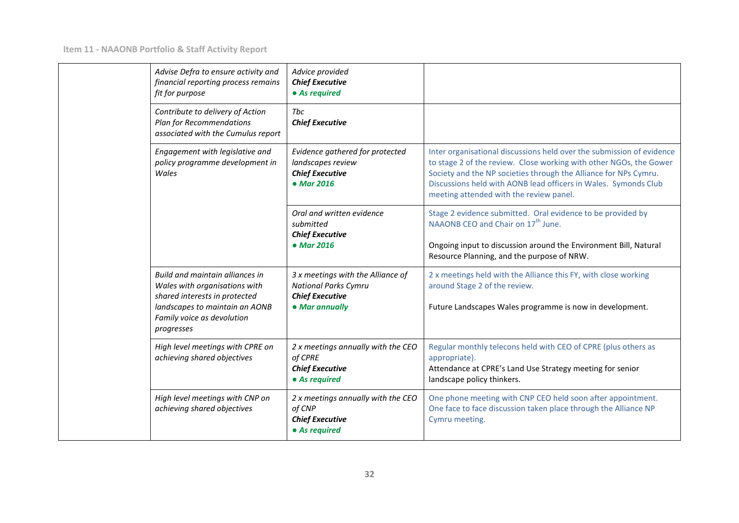| | | | |
|---|---|---|---|
| | *Advise Defra to ensure activity and financial reporting process remains fit for purpose* | *Advice provided*<br>***Chief Executive***<br>***● As required*** | |
| | *Contribute to delivery of Action Plan for Recommendations associated with the Cumulus report* | *Tbc*<br>***Chief Executive*** | |
| | *Engagement with legislative and policy programme development in Wales* | *Evidence gathered for protected landscapes review*<br>***Chief Executive***<br>***● Mar 2016*** | Inter organisational discussions held over the submission of evidence to stage 2 of the review. Close working with other NGOs, the Gower Society and the NP societies through the Alliance for NPs Cymru. Discussions held with AONB lead officers in Wales. Symonds Club meeting attended with the review panel. |
| | | *Oral and written evidence submitted*<br>***Chief Executive***<br>***● Mar 2016*** | Stage 2 evidence submitted. Oral evidence to be provided by NAAONB CEO and Chair on 17th June.<br><br>Ongoing input to discussion around the Environment Bill, Natural Resource Planning, and the purpose of NRW. |
| | *Build and maintain alliances in Wales with organisations with shared interests in protected landscapes to maintain an AONB Family voice as devolution progresses* | *3 x meetings with the Alliance of National Parks Cymru*<br>***Chief Executive***<br>***● Mar annually*** | 2 x meetings held with the Alliance this FY, with close working around Stage 2 of the review.<br><br>Future Landscapes Wales programme is now in development. |
| | *High level meetings with CPRE on achieving shared objectives* | *2 x meetings annually with the CEO of CPRE*<br>***Chief Executive***<br>***● As required*** | Regular monthly telecons held with CEO of CPRE (plus others as appropriate).<br>Attendance at CPRE's Land Use Strategy meeting for senior landscape policy thinkers. |
| | *High level meetings with CNP on achieving shared objectives* | *2 x meetings annually with the CEO of CNP*<br>***Chief Executive***<br>***● As required*** | One phone meeting with CNP CEO held soon after appointment. One face to face discussion taken place through the Alliance NP Cymru meeting. |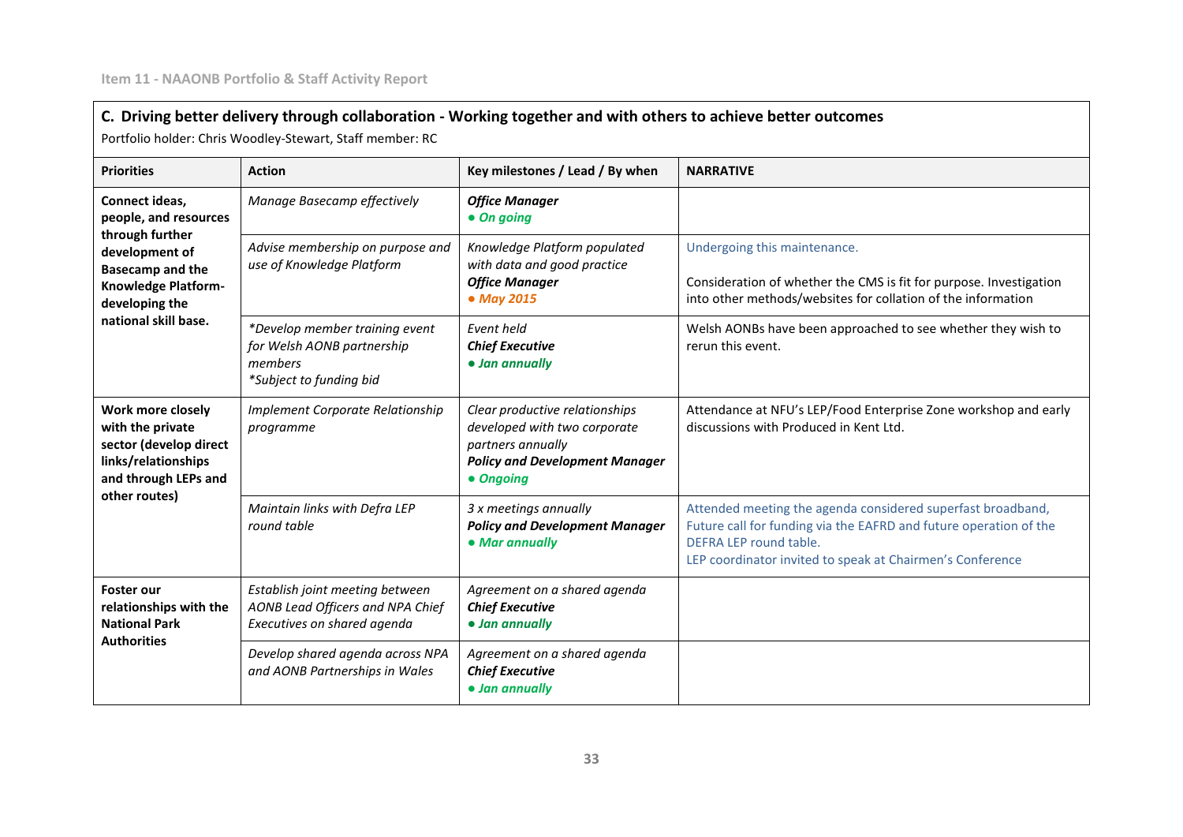## C. Driving better delivery through collaboration - Working together and with others to achieve better outcomes

Portfolio holder: Chris Woodley-Stewart, Staff member: RC

| Priorities | Action | Key milestones / Lead / By when | NARRATIVE |
|---|---|---|---|
| **Connect ideas, people, and resources through further development of Basecamp and the Knowledge Platform- developing the national skill base.** | *Manage Basecamp effectively* | ***Office Manager*** <br> ***● On going*** | |
| | *Advise membership on purpose and use of Knowledge Platform* | *Knowledge Platform populated with data and good practice* <br> ***Office Manager*** <br> ***● May 2015*** | Undergoing this maintenance. <br><br> Consideration of whether the CMS is fit for purpose. Investigation into other methods/websites for collation of the information |
| | *\*Develop member training event for Welsh AONB partnership members* <br> *\*Subject to funding bid* | *Event held* <br> ***Chief Executive*** <br> ***● Jan annually*** | Welsh AONBs have been approached to see whether they wish to rerun this event. |
| **Work more closely with the private sector (develop direct links/relationships and through LEPs and other routes)** | *Implement Corporate Relationship programme* | *Clear productive relationships developed with two corporate partners annually* <br> ***Policy and Development Manager*** <br> ***● Ongoing*** | Attendance at NFU's LEP/Food Enterprise Zone workshop and early discussions with Produced in Kent Ltd. |
| | *Maintain links with Defra LEP round table* | *3 x meetings annually* <br> ***Policy and Development Manager*** <br> ***● Mar annually*** | Attended meeting the agenda considered superfast broadband, Future call for funding via the EAFRD and future operation of the DEFRA LEP round table. <br> LEP coordinator invited to speak at Chairmen's Conference |
| **Foster our relationships with the National Park Authorities** | *Establish joint meeting between AONB Lead Officers and NPA Chief Executives on shared agenda* | *Agreement on a shared agenda* <br> ***Chief Executive*** <br> ***● Jan annually*** | |
| | *Develop shared agenda across NPA and AONB Partnerships in Wales* | *Agreement on a shared agenda* <br> ***Chief Executive*** <br> ***● Jan annually*** | |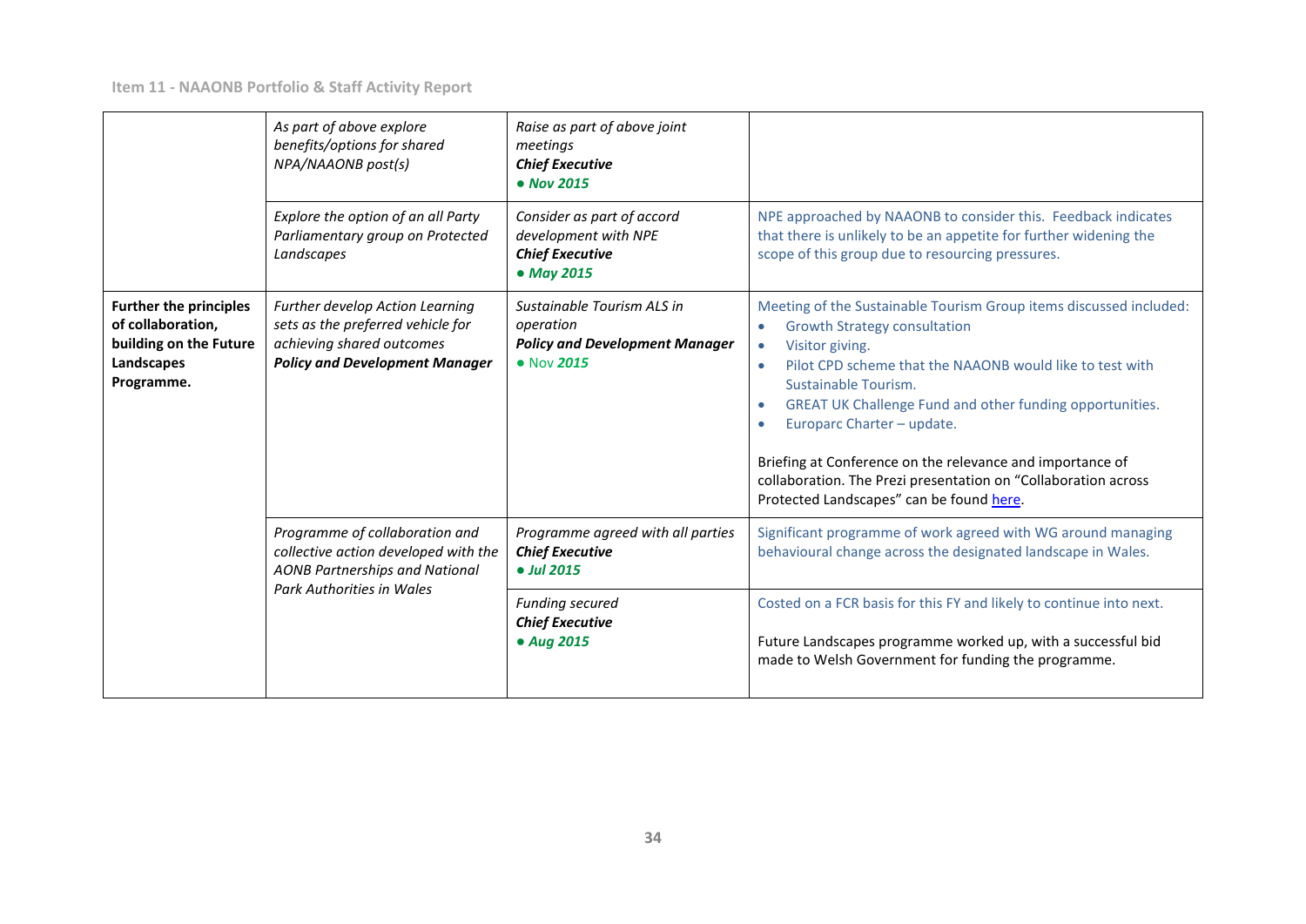| | | | |
|---|---|---|---|
| | *As part of above explore benefits/options for shared NPA/NAAONB post(s)* | *Raise as part of above joint meetings*<br>***Chief Executive***<br>***● Nov 2015*** | |
| | *Explore the option of an all Party Parliamentary group on Protected Landscapes* | *Consider as part of accord development with NPE*<br>***Chief Executive***<br>***● May 2015*** | NPE approached by NAAONB to consider this. Feedback indicates that there is unlikely to be an appetite for further widening the scope of this group due to resourcing pressures. |
| **Further the principles of collaboration, building on the Future Landscapes Programme.** | *Further develop Action Learning sets as the preferred vehicle for achieving shared outcomes*<br>***Policy and Development Manager*** | *Sustainable Tourism ALS in operation*<br>***Policy and Development Manager***<br>● Nov ***2015*** | Meeting of the Sustainable Tourism Group items discussed included:<br>• Growth Strategy consultation<br>• Visitor giving.<br>• Pilot CPD scheme that the NAAONB would like to test with Sustainable Tourism.<br>• GREAT UK Challenge Fund and other funding opportunities.<br>• Europarc Charter – update.<br><br>Briefing at Conference on the relevance and importance of collaboration. The Prezi presentation on "Collaboration across Protected Landscapes" can be found here. |
| | *Programme of collaboration and collective action developed with the AONB Partnerships and National Park Authorities in Wales* | *Programme agreed with all parties*<br>***Chief Executive***<br>***● Jul 2015*** | Significant programme of work agreed with WG around managing behavioural change across the designated landscape in Wales. |
| | | *Funding secured*<br>***Chief Executive***<br>***● Aug 2015*** | Costed on a FCR basis for this FY and likely to continue into next.<br><br>Future Landscapes programme worked up, with a successful bid made to Welsh Government for funding the programme. |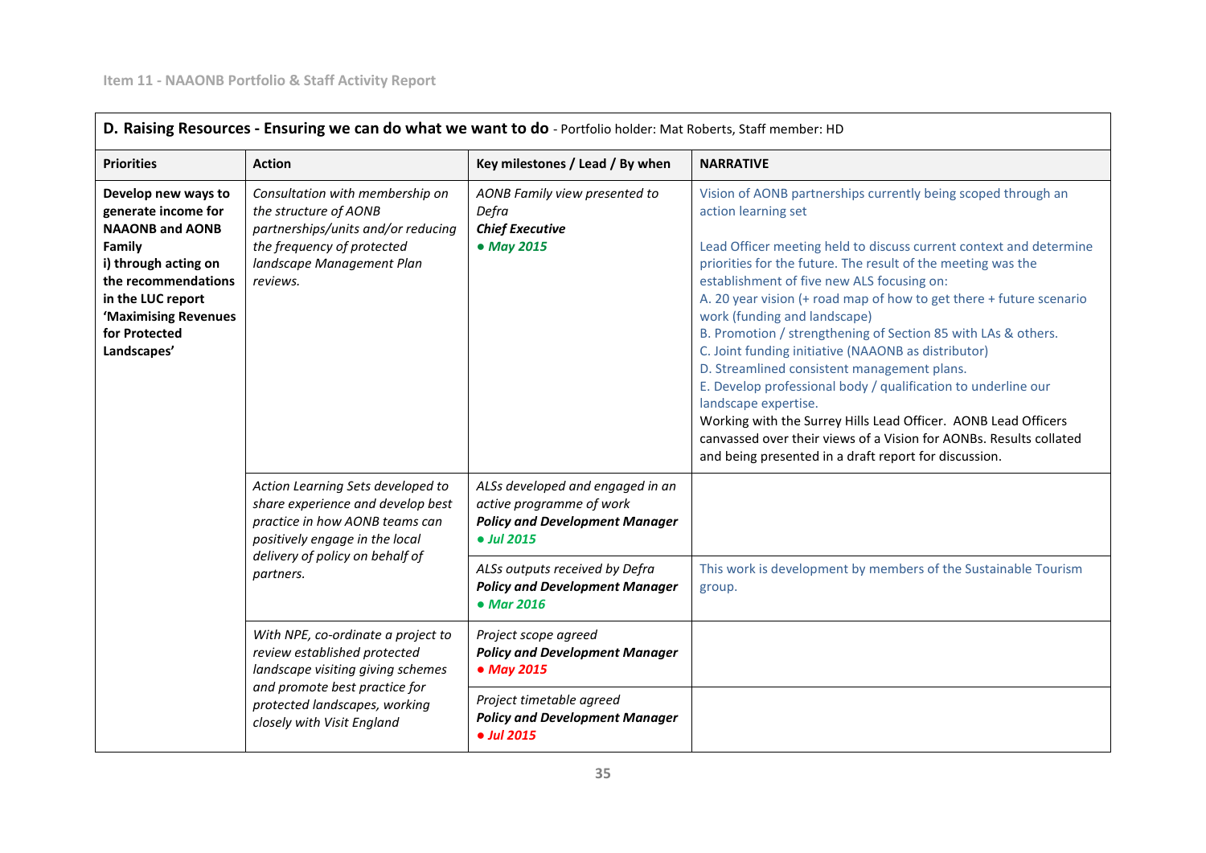| **D. Raising Resources - Ensuring we can do what we want to do** - Portfolio holder: Mat Roberts, Staff member: HD | | | |
|---|---|---|---|
| **Priorities** | **Action** | **Key milestones / Lead / By when** | **NARRATIVE** |
| **Develop new ways to generate income for NAAONB and AONB Family i) through acting on the recommendations in the LUC report 'Maximising Revenues for Protected Landscapes'** | *Consultation with membership on the structure of AONB partnerships/units and/or reducing the frequency of protected landscape Management Plan reviews.* | *AONB Family view presented to Defra* ***Chief Executive*** ***● May 2015*** | Vision of AONB partnerships currently being scoped through an action learning set<br><br>Lead Officer meeting held to discuss current context and determine priorities for the future. The result of the meeting was the establishment of five new ALS focusing on:<br>A. 20 year vision (+ road map of how to get there + future scenario work (funding and landscape)<br>B. Promotion / strengthening of Section 85 with LAs & others.<br>C. Joint funding initiative (NAAONB as distributor)<br>D. Streamlined consistent management plans.<br>E. Develop professional body / qualification to underline our landscape expertise.<br>Working with the Surrey Hills Lead Officer. AONB Lead Officers canvassed over their views of a Vision for AONBs. Results collated and being presented in a draft report for discussion. |
| | *Action Learning Sets developed to share experience and develop best practice in how AONB teams can positively engage in the local delivery of policy on behalf of partners.* | *ALSs developed and engaged in an active programme of work* ***Policy and Development Manager*** ***● Jul 2015*** | |
| | | *ALSs outputs received by Defra* ***Policy and Development Manager*** ***● Mar 2016*** | This work is development by members of the Sustainable Tourism group. |
| | *With NPE, co-ordinate a project to review established protected landscape visiting giving schemes and promote best practice for protected landscapes, working closely with Visit England* | *Project scope agreed* ***Policy and Development Manager*** ***● May 2015*** | |
| | | *Project timetable agreed* ***Policy and Development Manager*** ***● Jul 2015*** | |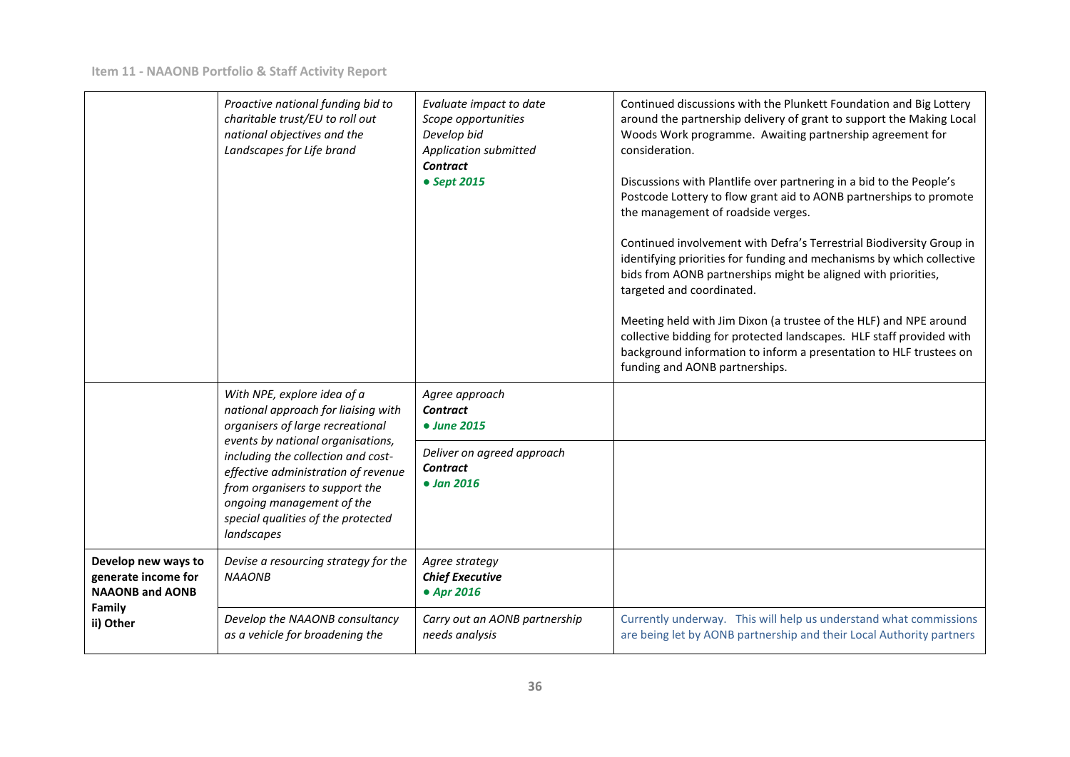| | | | |
|---|---|---|---|
| | *Proactive national funding bid to charitable trust/EU to roll out national objectives and the Landscapes for Life brand* | *Evaluate impact to date*<br>*Scope opportunities*<br>*Develop bid*<br>*Application submitted*<br>***Contract***<br>***● Sept 2015*** | Continued discussions with the Plunkett Foundation and Big Lottery around the partnership delivery of grant to support the Making Local Woods Work programme. Awaiting partnership agreement for consideration.<br><br>Discussions with Plantlife over partnering in a bid to the People's Postcode Lottery to flow grant aid to AONB partnerships to promote the management of roadside verges.<br><br>Continued involvement with Defra's Terrestrial Biodiversity Group in identifying priorities for funding and mechanisms by which collective bids from AONB partnerships might be aligned with priorities, targeted and coordinated.<br><br>Meeting held with Jim Dixon (a trustee of the HLF) and NPE around collective bidding for protected landscapes. HLF staff provided with background information to inform a presentation to HLF trustees on funding and AONB partnerships. |
| | *With NPE, explore idea of a national approach for liaising with organisers of large recreational events by national organisations, including the collection and cost-effective administration of revenue from organisers to support the ongoing management of the special qualities of the protected landscapes* | *Agree approach*<br>***Contract***<br>***● June 2015*** | |
| | | *Deliver on agreed approach*<br>***Contract***<br>***● Jan 2016*** | |
| **Develop new ways to generate income for NAAONB and AONB Family**<br>**ii) Other** | *Devise a resourcing strategy for the NAAONB* | *Agree strategy*<br>***Chief Executive***<br>***● Apr 2016*** | |
| | *Develop the NAAONB consultancy as a vehicle for broadening the* | *Carry out an AONB partnership needs analysis* | Currently underway. This will help us understand what commissions are being let by AONB partnership and their Local Authority partners |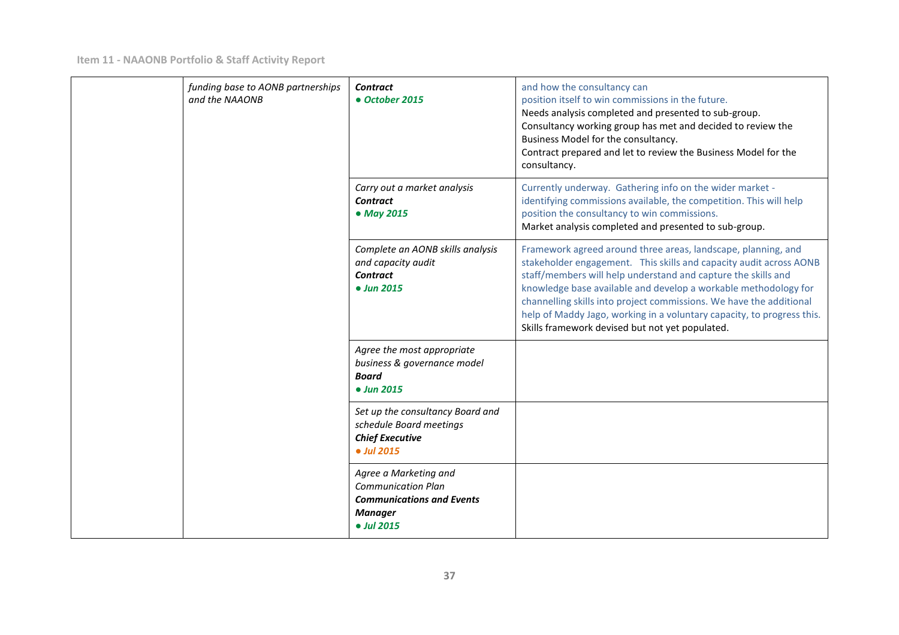| | | | |
|---|---|---|---|
| | *funding base to AONB partnerships and the NAAONB* | ***Contract***<br>***● October 2015*** | and how the consultancy can position itself to win commissions in the future.<br>Needs analysis completed and presented to sub-group.<br>Consultancy working group has met and decided to review the Business Model for the consultancy.<br>Contract prepared and let to review the Business Model for the consultancy. |
| | | *Carry out a market analysis*<br>***Contract***<br>***● May 2015*** | Currently underway. Gathering info on the wider market - identifying commissions available, the competition. This will help position the consultancy to win commissions.<br>Market analysis completed and presented to sub-group. |
| | | *Complete an AONB skills analysis and capacity audit*<br>***Contract***<br>***● Jun 2015*** | Framework agreed around three areas, landscape, planning, and stakeholder engagement. This skills and capacity audit across AONB staff/members will help understand and capture the skills and knowledge base available and develop a workable methodology for channelling skills into project commissions. We have the additional help of Maddy Jago, working in a voluntary capacity, to progress this.<br>Skills framework devised but not yet populated. |
| | | *Agree the most appropriate business & governance model*<br>***Board***<br>***● Jun 2015*** | |
| | | *Set up the consultancy Board and schedule Board meetings*<br>***Chief Executive***<br>***● Jul 2015*** | |
| | | *Agree a Marketing and Communication Plan*<br>***Communications and Events Manager***<br>***● Jul 2015*** | |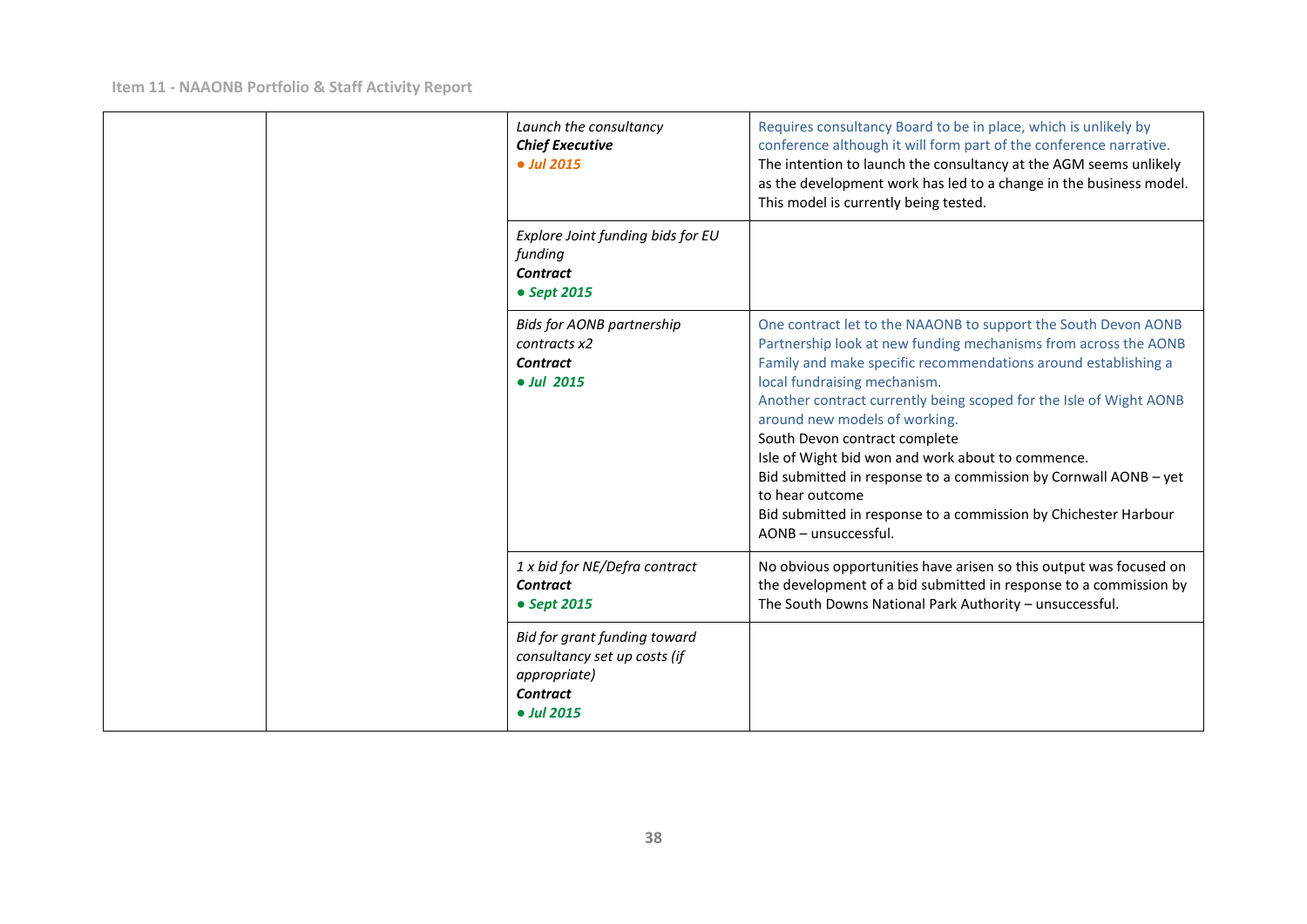| | | | |
|---|---|---|---|
| | | *Launch the consultancy*<br>***Chief Executive***<br>***● Jul 2015*** | Requires consultancy Board to be in place, which is unlikely by conference although it will form part of the conference narrative.<br>The intention to launch the consultancy at the AGM seems unlikely as the development work has led to a change in the business model. This model is currently being tested. |
| | | *Explore Joint funding bids for EU funding*<br>***Contract***<br>***● Sept 2015*** | |
| | | *Bids for AONB partnership contracts x2*<br>***Contract***<br>***● Jul 2015*** | One contract let to the NAAONB to support the South Devon AONB Partnership look at new funding mechanisms from across the AONB Family and make specific recommendations around establishing a local fundraising mechanism.<br>Another contract currently being scoped for the Isle of Wight AONB around new models of working.<br>South Devon contract complete<br>Isle of Wight bid won and work about to commence.<br>Bid submitted in response to a commission by Cornwall AONB – yet to hear outcome<br>Bid submitted in response to a commission by Chichester Harbour AONB – unsuccessful. |
| | | *1 x bid for NE/Defra contract*<br>***Contract***<br>***● Sept 2015*** | No obvious opportunities have arisen so this output was focused on the development of a bid submitted in response to a commission by The South Downs National Park Authority – unsuccessful. |
| | | *Bid for grant funding toward consultancy set up costs (if appropriate)*<br>***Contract***<br>***● Jul 2015*** | |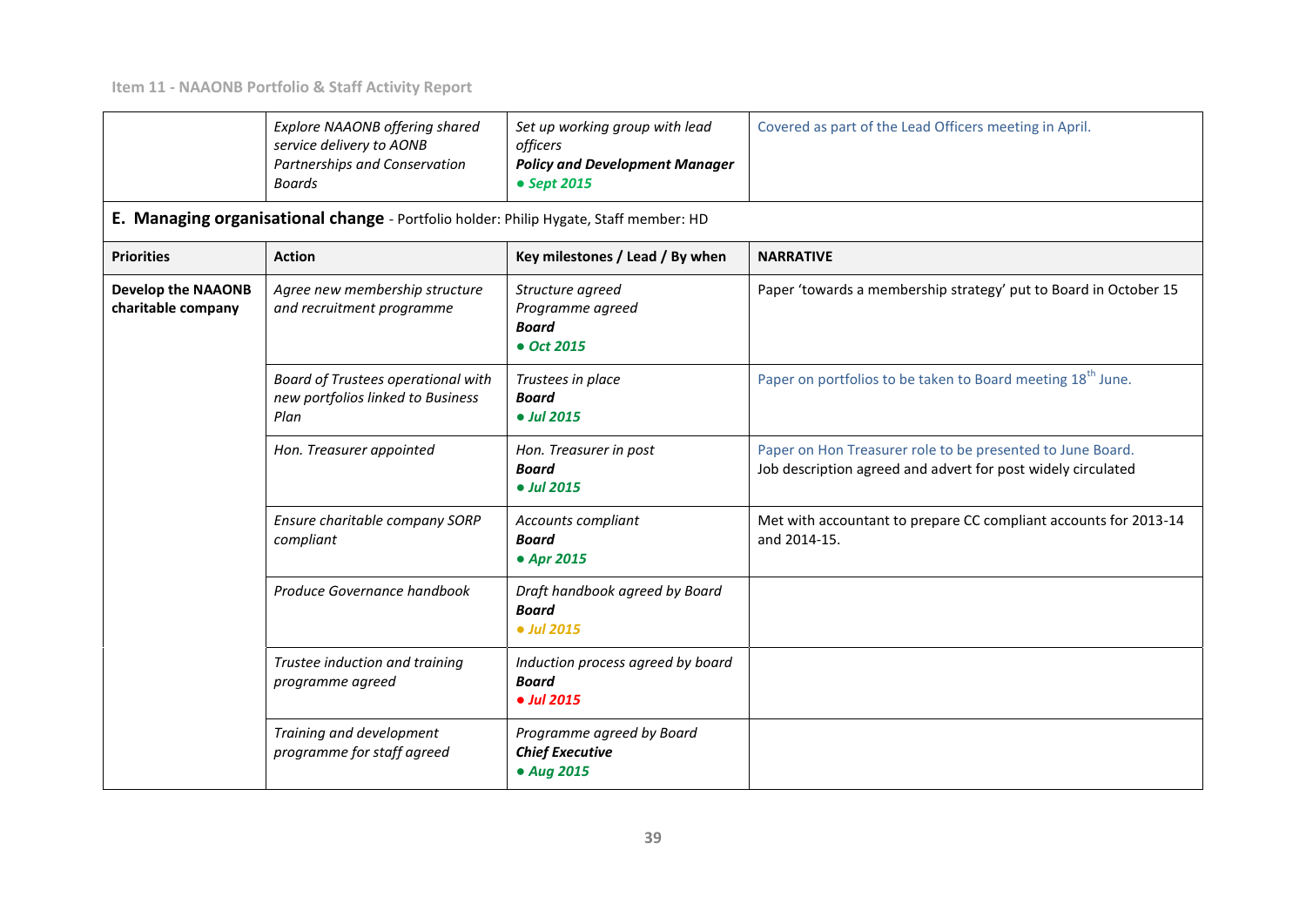| | | | |
|---|---|---|---|
| | *Explore NAAONB offering shared service delivery to AONB Partnerships and Conservation Boards* | *Set up working group with lead officers* ***Policy and Development Manager*** ***● Sept 2015*** | Covered as part of the Lead Officers meeting in April. |

**E. Managing organisational change** - Portfolio holder: Philip Hygate, Staff member: HD

| Priorities | Action | Key milestones / Lead / By when | NARRATIVE |
|---|---|---|---|
| **Develop the NAAONB charitable company** | *Agree new membership structure and recruitment programme* | *Structure agreed* *Programme agreed* ***Board*** ***● Oct 2015*** | Paper 'towards a membership strategy' put to Board in October 15 |
| | *Board of Trustees operational with new portfolios linked to Business Plan* | *Trustees in place* ***Board*** ***● Jul 2015*** | Paper on portfolios to be taken to Board meeting 18th June. |
| | *Hon. Treasurer appointed* | *Hon. Treasurer in post* ***Board*** ***● Jul 2015*** | Paper on Hon Treasurer role to be presented to June Board. Job description agreed and advert for post widely circulated |
| | *Ensure charitable company SORP compliant* | *Accounts compliant* ***Board*** ***● Apr 2015*** | Met with accountant to prepare CC compliant accounts for 2013-14 and 2014-15. |
| | *Produce Governance handbook* | *Draft handbook agreed by Board* ***Board*** ***● Jul 2015*** | |
| | *Trustee induction and training programme agreed* | *Induction process agreed by board* ***Board*** ***● Jul 2015*** | |
| | *Training and development programme for staff agreed* | *Programme agreed by Board* ***Chief Executive*** ***● Aug 2015*** | |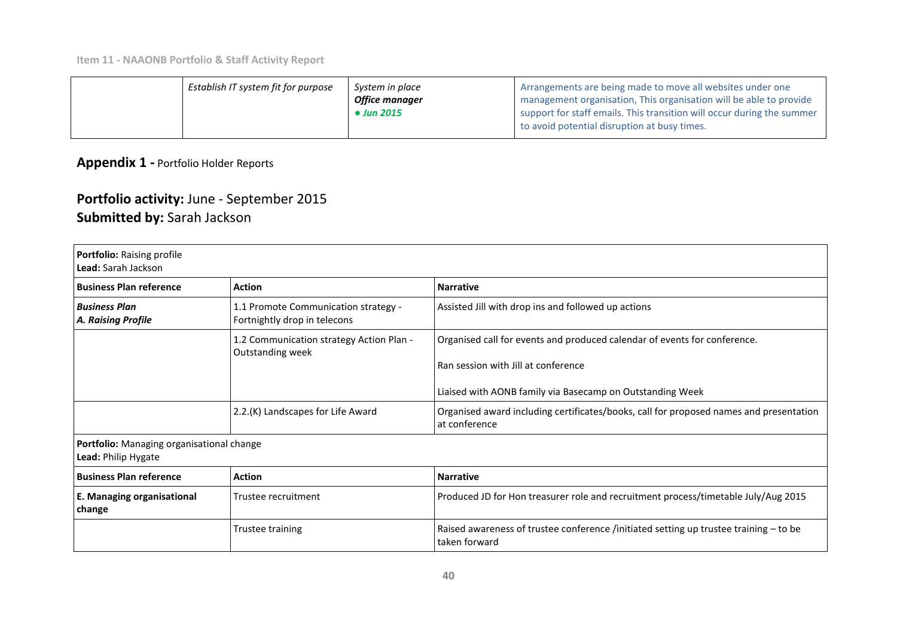| | *Establish IT system fit for purpose* | *System in place*<br>***Office manager***<br>***● Jun 2015*** | Arrangements are being made to move all websites under one management organisation, This organisation will be able to provide support for staff emails. This transition will occur during the summer to avoid potential disruption at busy times. |
|---|---|---|---|

## Appendix 1 - Portfolio Holder Reports

## Portfolio activity: June - September 2015
## Submitted by: Sarah Jackson

| **Portfolio:** Raising profile<br>**Lead:** Sarah Jackson | | |
|---|---|---|
| **Business Plan reference** | **Action** | **Narrative** |
| ***Business Plan***<br>***A. Raising Profile*** | 1.1 Promote Communication strategy - Fortnightly drop in telecons | Assisted Jill with drop ins and followed up actions |
| | 1.2 Communication strategy Action Plan - Outstanding week | Organised call for events and produced calendar of events for conference.<br><br>Ran session with Jill at conference<br><br>Liaised with AONB family via Basecamp on Outstanding Week |
| | 2.2.(K) Landscapes for Life Award | Organised award including certificates/books, call for proposed names and presentation at conference |
| **Portfolio:** Managing organisational change<br>**Lead:** Philip Hygate | | |
| **Business Plan reference** | **Action** | **Narrative** |
| **E. Managing organisational change** | Trustee recruitment | Produced JD for Hon treasurer role and recruitment process/timetable July/Aug 2015 |
| | Trustee training | Raised awareness of trustee conference /initiated setting up trustee training – to be taken forward |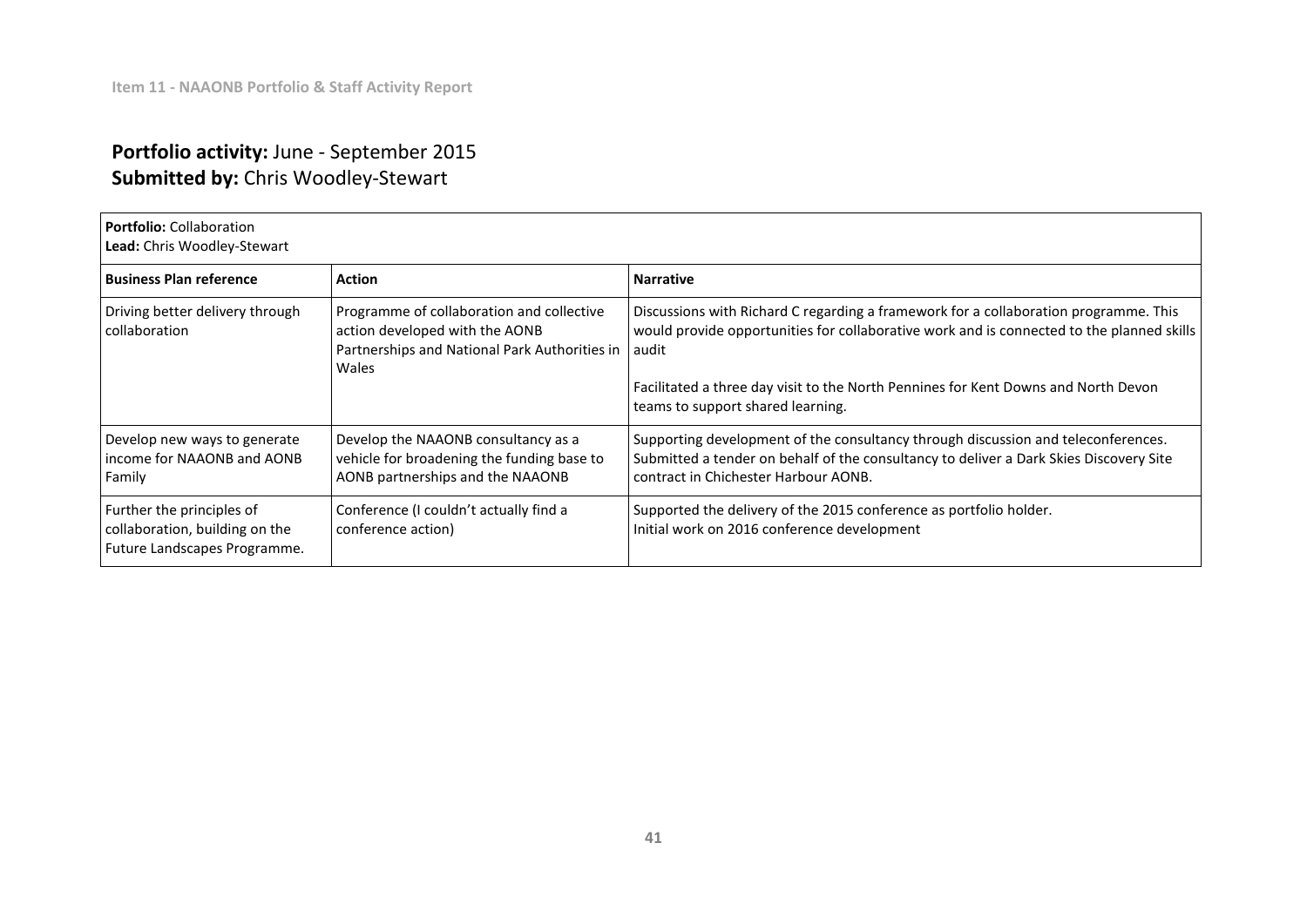**Portfolio activity:** June - September 2015
**Submitted by:** Chris Woodley-Stewart

**Portfolio:** Collaboration
**Lead:** Chris Woodley-Stewart

| Business Plan reference | Action | Narrative |
| --- | --- | --- |
| Driving better delivery through collaboration | Programme of collaboration and collective action developed with the AONB Partnerships and National Park Authorities in Wales | Discussions with Richard C regarding a framework for a collaboration programme. This would provide opportunities for collaborative work and is connected to the planned skills audit<br><br>Facilitated a three day visit to the North Pennines for Kent Downs and North Devon teams to support shared learning. |
| Develop new ways to generate income for NAAONB and AONB Family | Develop the NAAONB consultancy as a vehicle for broadening the funding base to AONB partnerships and the NAAONB | Supporting development of the consultancy through discussion and teleconferences. Submitted a tender on behalf of the consultancy to deliver a Dark Skies Discovery Site contract in Chichester Harbour AONB. |
| Further the principles of collaboration, building on the Future Landscapes Programme. | Conference (I couldn't actually find a conference action) | Supported the delivery of the 2015 conference as portfolio holder.<br>Initial work on 2016 conference development |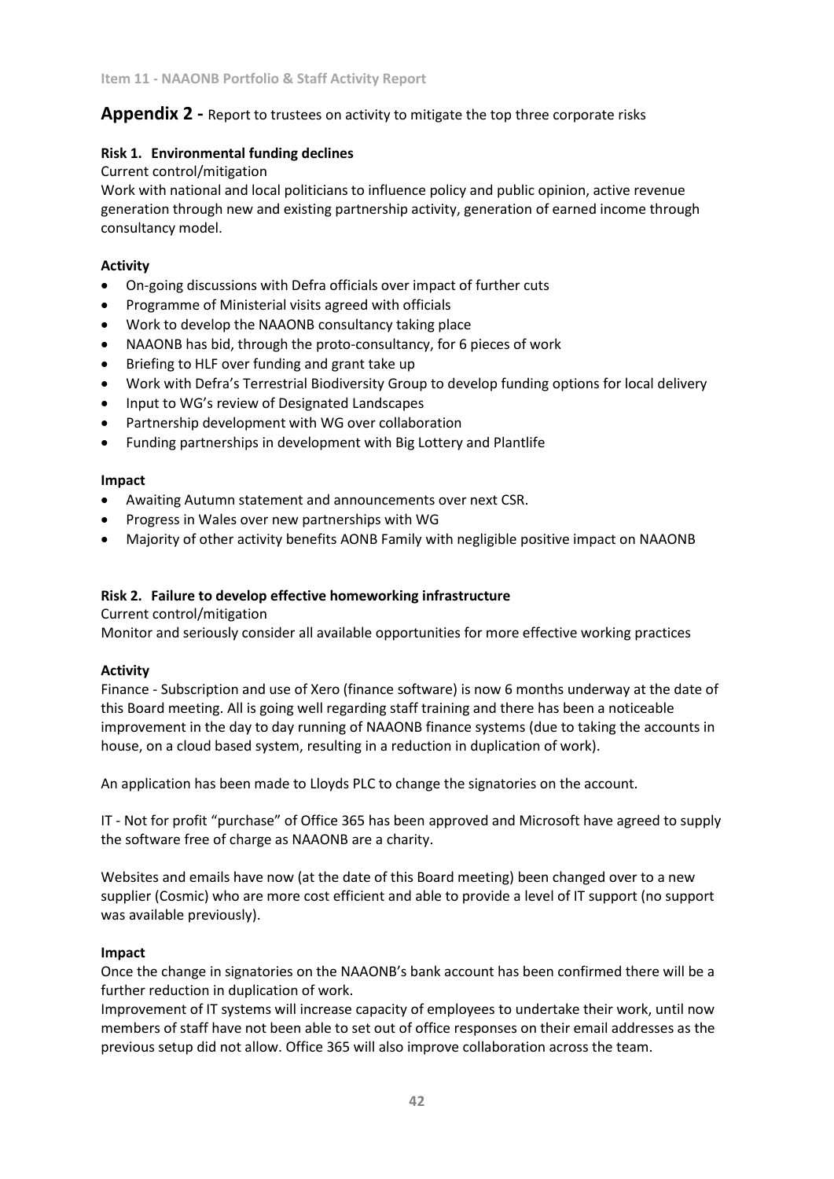## Appendix 2 - Report to trustees on activity to mitigate the top three corporate risks

### Risk 1. Environmental funding declines

Current control/mitigation

Work with national and local politicians to influence policy and public opinion, active revenue generation through new and existing partnership activity, generation of earned income through consultancy model.

**Activity**

- On-going discussions with Defra officials over impact of further cuts
- Programme of Ministerial visits agreed with officials
- Work to develop the NAAONB consultancy taking place
- NAAONB has bid, through the proto-consultancy, for 6 pieces of work
- Briefing to HLF over funding and grant take up
- Work with Defra's Terrestrial Biodiversity Group to develop funding options for local delivery
- Input to WG's review of Designated Landscapes
- Partnership development with WG over collaboration
- Funding partnerships in development with Big Lottery and Plantlife

**Impact**

- Awaiting Autumn statement and announcements over next CSR.
- Progress in Wales over new partnerships with WG
- Majority of other activity benefits AONB Family with negligible positive impact on NAAONB

### Risk 2. Failure to develop effective homeworking infrastructure

Current control/mitigation

Monitor and seriously consider all available opportunities for more effective working practices

**Activity**

Finance - Subscription and use of Xero (finance software) is now 6 months underway at the date of this Board meeting. All is going well regarding staff training and there has been a noticeable improvement in the day to day running of NAAONB finance systems (due to taking the accounts in house, on a cloud based system, resulting in a reduction in duplication of work).

An application has been made to Lloyds PLC to change the signatories on the account.

IT - Not for profit "purchase" of Office 365 has been approved and Microsoft have agreed to supply the software free of charge as NAAONB are a charity.

Websites and emails have now (at the date of this Board meeting) been changed over to a new supplier (Cosmic) who are more cost efficient and able to provide a level of IT support (no support was available previously).

**Impact**

Once the change in signatories on the NAAONB's bank account has been confirmed there will be a further reduction in duplication of work.

Improvement of IT systems will increase capacity of employees to undertake their work, until now members of staff have not been able to set out of office responses on their email addresses as the previous setup did not allow. Office 365 will also improve collaboration across the team.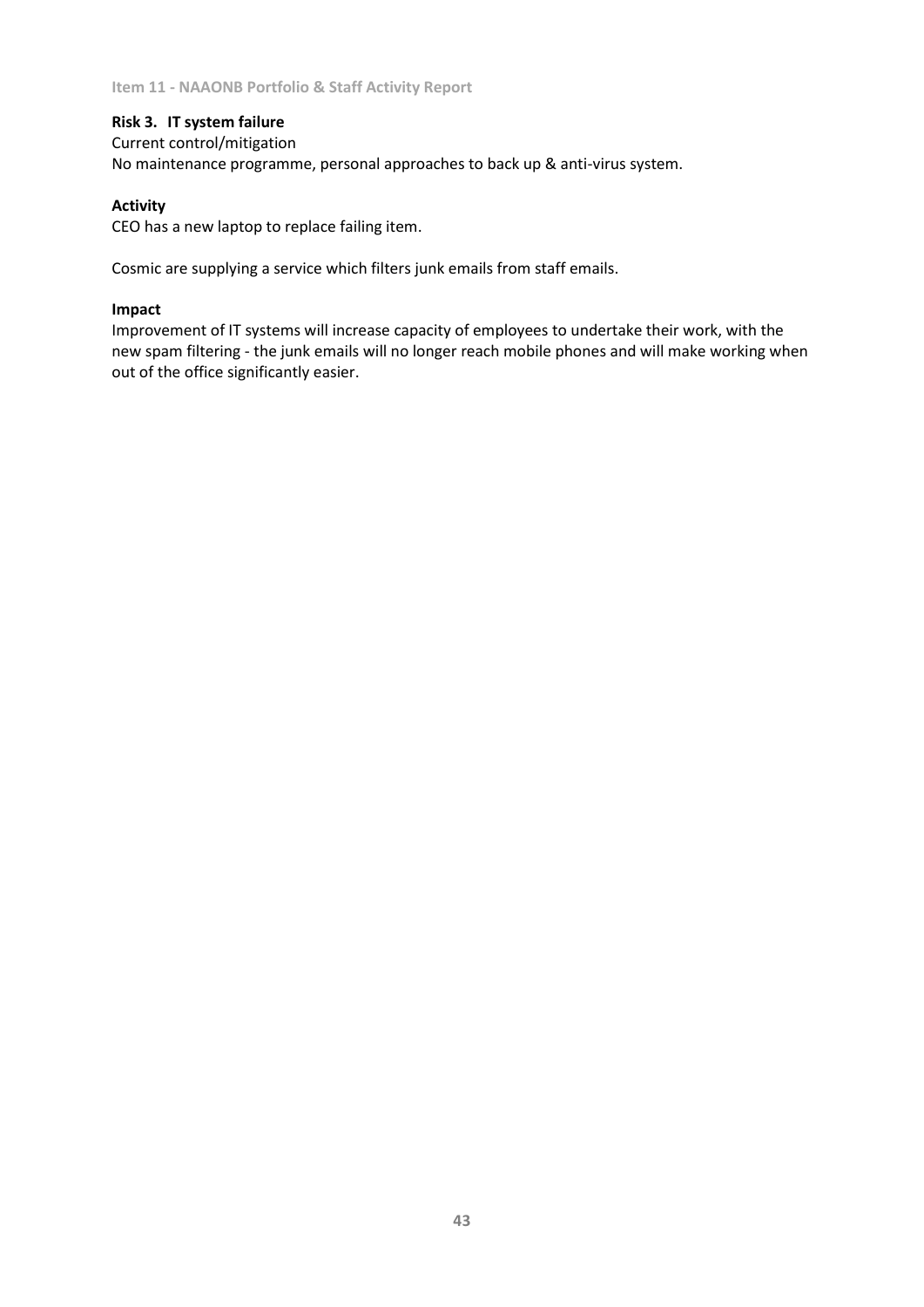**Risk 3. IT system failure**

Current control/mitigation

No maintenance programme, personal approaches to back up & anti-virus system.

**Activity**

CEO has a new laptop to replace failing item.

Cosmic are supplying a service which filters junk emails from staff emails.

**Impact**

Improvement of IT systems will increase capacity of employees to undertake their work, with the new spam filtering - the junk emails will no longer reach mobile phones and will make working when out of the office significantly easier.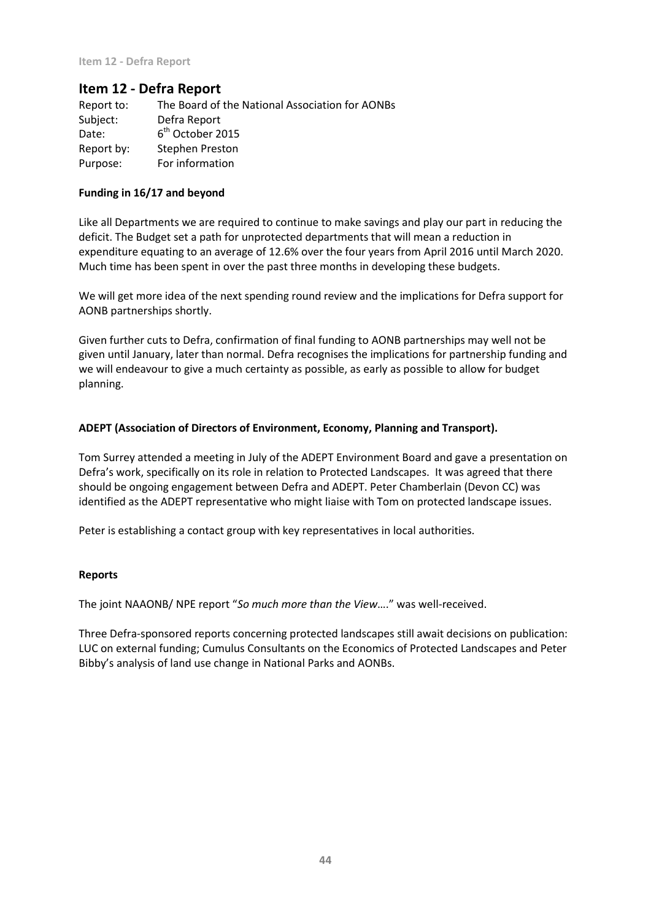# Item 12 - Defra Report

Report to: The Board of the National Association for AONBs
Subject: Defra Report
Date: 6th October 2015
Report by: Stephen Preston
Purpose: For information

**Funding in 16/17 and beyond**

Like all Departments we are required to continue to make savings and play our part in reducing the deficit. The Budget set a path for unprotected departments that will mean a reduction in expenditure equating to an average of 12.6% over the four years from April 2016 until March 2020. Much time has been spent in over the past three months in developing these budgets.

We will get more idea of the next spending round review and the implications for Defra support for AONB partnerships shortly.

Given further cuts to Defra, confirmation of final funding to AONB partnerships may well not be given until January, later than normal. Defra recognises the implications for partnership funding and we will endeavour to give a much certainty as possible, as early as possible to allow for budget planning.

**ADEPT (Association of Directors of Environment, Economy, Planning and Transport).**

Tom Surrey attended a meeting in July of the ADEPT Environment Board and gave a presentation on Defra's work, specifically on its role in relation to Protected Landscapes. It was agreed that there should be ongoing engagement between Defra and ADEPT. Peter Chamberlain (Devon CC) was identified as the ADEPT representative who might liaise with Tom on protected landscape issues.

Peter is establishing a contact group with key representatives in local authorities.

**Reports**

The joint NAAONB/ NPE report "*So much more than the View*…." was well-received.

Three Defra-sponsored reports concerning protected landscapes still await decisions on publication: LUC on external funding; Cumulus Consultants on the Economics of Protected Landscapes and Peter Bibby's analysis of land use change in National Parks and AONBs.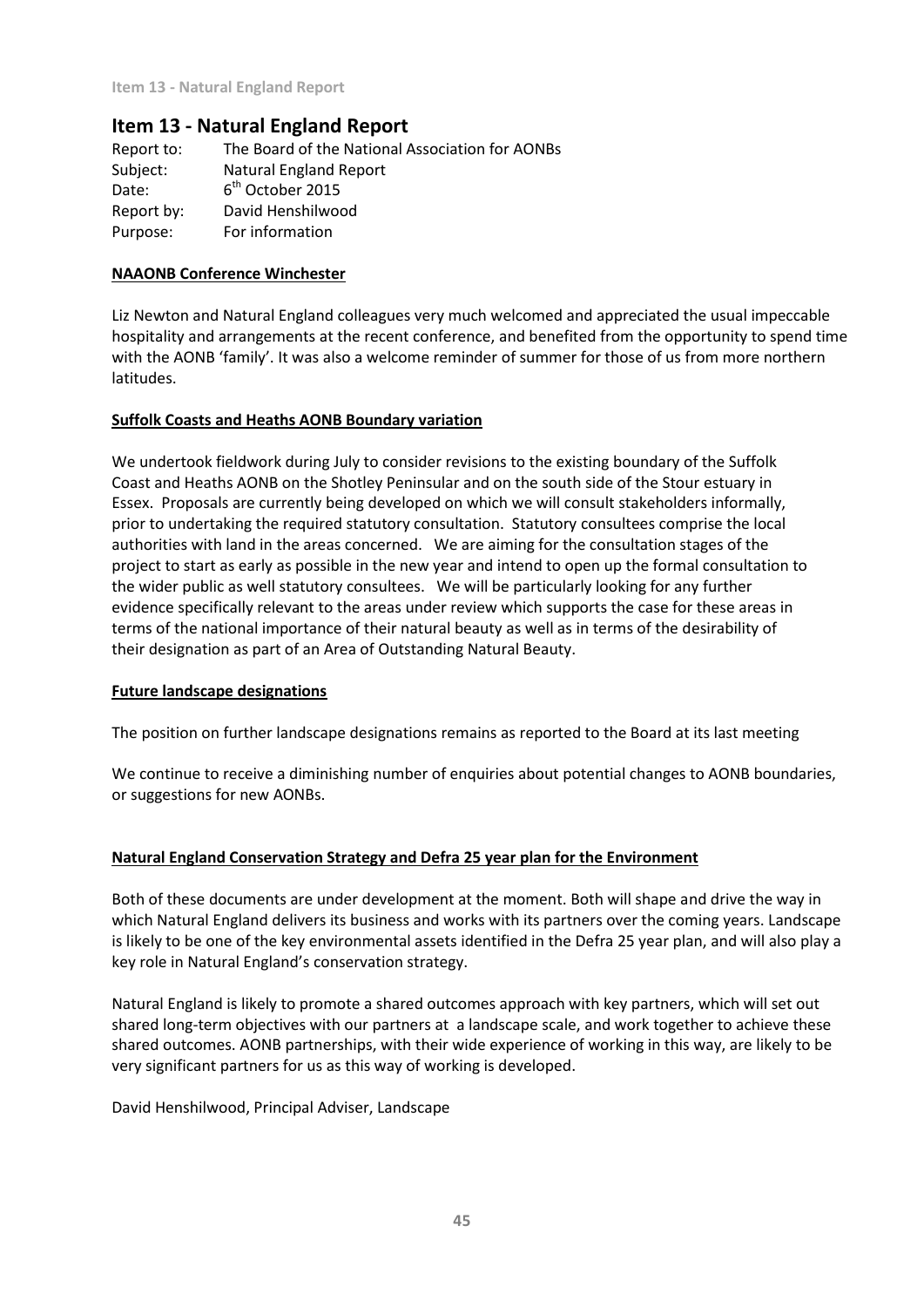# Item 13 - Natural England Report

| | |
|---|---|
| Report to: | The Board of the National Association for AONBs |
| Subject: | Natural England Report |
| Date: | 6th October 2015 |
| Report by: | David Henshilwood |
| Purpose: | For information |

**NAAONB Conference Winchester**

Liz Newton and Natural England colleagues very much welcomed and appreciated the usual impeccable hospitality and arrangements at the recent conference, and benefited from the opportunity to spend time with the AONB 'family'. It was also a welcome reminder of summer for those of us from more northern latitudes.

**Suffolk Coasts and Heaths AONB Boundary variation**

We undertook fieldwork during July to consider revisions to the existing boundary of the Suffolk Coast and Heaths AONB on the Shotley Peninsular and on the south side of the Stour estuary in Essex. Proposals are currently being developed on which we will consult stakeholders informally, prior to undertaking the required statutory consultation. Statutory consultees comprise the local authorities with land in the areas concerned. We are aiming for the consultation stages of the project to start as early as possible in the new year and intend to open up the formal consultation to the wider public as well statutory consultees. We will be particularly looking for any further evidence specifically relevant to the areas under review which supports the case for these areas in terms of the national importance of their natural beauty as well as in terms of the desirability of their designation as part of an Area of Outstanding Natural Beauty.

**Future landscape designations**

The position on further landscape designations remains as reported to the Board at its last meeting

We continue to receive a diminishing number of enquiries about potential changes to AONB boundaries, or suggestions for new AONBs.

**Natural England Conservation Strategy and Defra 25 year plan for the Environment**

Both of these documents are under development at the moment. Both will shape and drive the way in which Natural England delivers its business and works with its partners over the coming years. Landscape is likely to be one of the key environmental assets identified in the Defra 25 year plan, and will also play a key role in Natural England's conservation strategy.

Natural England is likely to promote a shared outcomes approach with key partners, which will set out shared long-term objectives with our partners at a landscape scale, and work together to achieve these shared outcomes. AONB partnerships, with their wide experience of working in this way, are likely to be very significant partners for us as this way of working is developed.

David Henshilwood, Principal Adviser, Landscape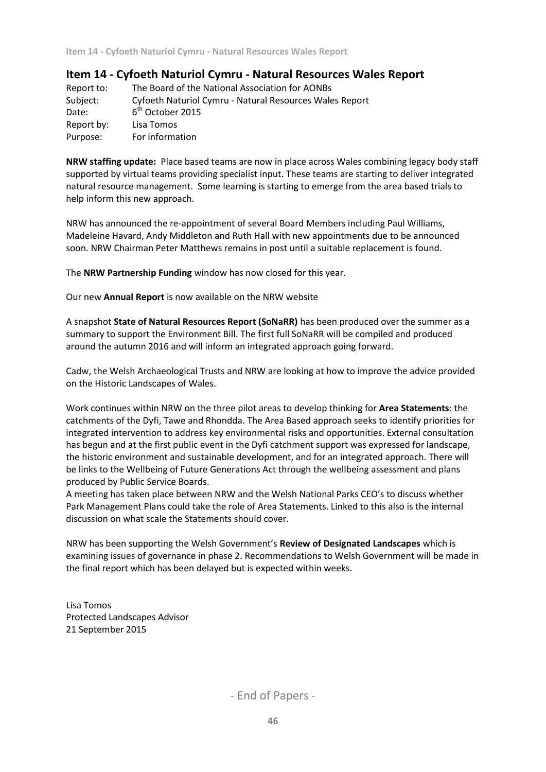## Item 14 - Cyfoeth Naturiol Cymru - Natural Resources Wales Report

Report to: The Board of the National Association for AONBs
Subject: Cyfoeth Naturiol Cymru - Natural Resources Wales Report
Date: 6th October 2015
Report by: Lisa Tomos
Purpose: For information

**NRW staffing update:** Place based teams are now in place across Wales combining legacy body staff supported by virtual teams providing specialist input. These teams are starting to deliver integrated natural resource management. Some learning is starting to emerge from the area based trials to help inform this new approach.

NRW has announced the re-appointment of several Board Members including Paul Williams, Madeleine Havard, Andy Middleton and Ruth Hall with new appointments due to be announced soon. NRW Chairman Peter Matthews remains in post until a suitable replacement is found.

The **NRW Partnership Funding** window has now closed for this year.

Our new **Annual Report** is now available on the NRW website

A snapshot **State of Natural Resources Report (SoNaRR)** has been produced over the summer as a summary to support the Environment Bill. The first full SoNaRR will be compiled and produced around the autumn 2016 and will inform an integrated approach going forward.

Cadw, the Welsh Archaeological Trusts and NRW are looking at how to improve the advice provided on the Historic Landscapes of Wales.

Work continues within NRW on the three pilot areas to develop thinking for **Area Statements**: the catchments of the Dyfi, Tawe and Rhondda. The Area Based approach seeks to identify priorities for integrated intervention to address key environmental risks and opportunities. External consultation has begun and at the first public event in the Dyfi catchment support was expressed for landscape, the historic environment and sustainable development, and for an integrated approach. There will be links to the Wellbeing of Future Generations Act through the wellbeing assessment and plans produced by Public Service Boards.
A meeting has taken place between NRW and the Welsh National Parks CEO's to discuss whether Park Management Plans could take the role of Area Statements. Linked to this also is the internal discussion on what scale the Statements should cover.

NRW has been supporting the Welsh Government's **Review of Designated Landscapes** which is examining issues of governance in phase 2. Recommendations to Welsh Government will be made in the final report which has been delayed but is expected within weeks.

Lisa Tomos
Protected Landscapes Advisor
21 September 2015

- End of Papers -